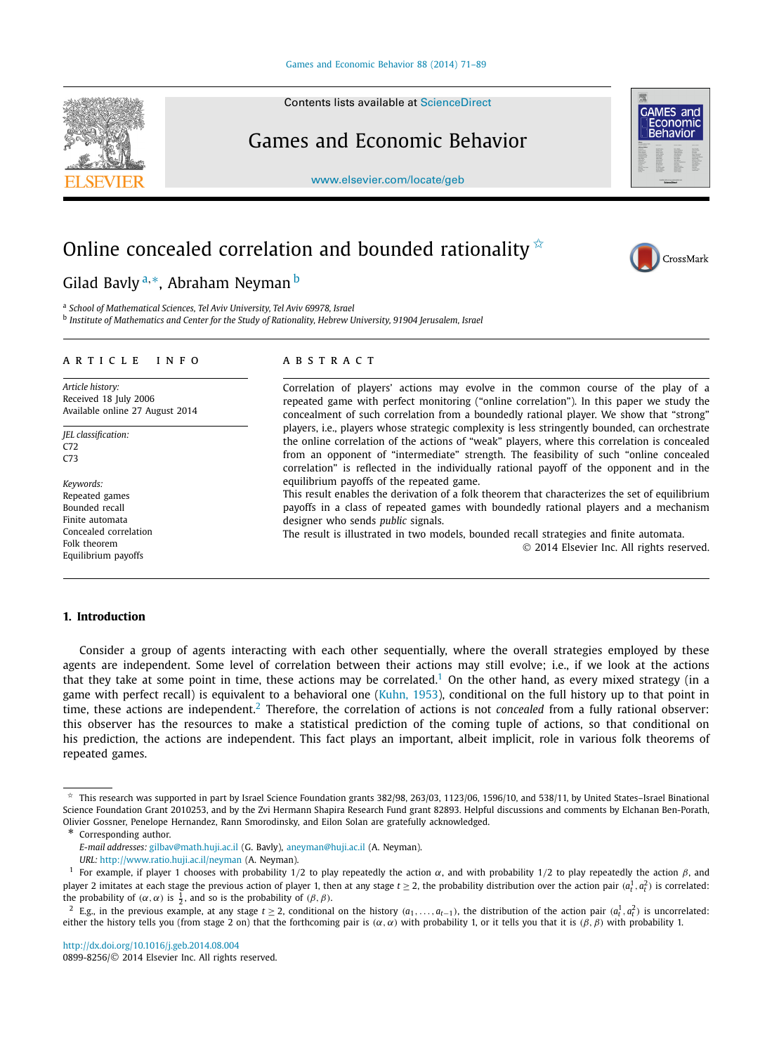# Online concealed correlation and bounded rationality [☆]

Gilad Bavly [a,*], Abraham Neyman [b]

[a] School of Mathematical Sciences, Tel Aviv University, Tel Aviv 69978, Israel
[b] Institute of Mathematics and Center for the Study of Rationality, Hebrew University, 91904 Jerusalem, Israel

**ARTICLE INFO**

*Article history:*
Received 18 July 2006
Available online 27 August 2014

*JEL classification:*
C72
C73

*Keywords:*
Repeated games
Bounded recall
Finite automata
Concealed correlation
Folk theorem
Equilibrium payoffs

**ABSTRACT**

Correlation of players' actions may evolve in the common course of the play of a repeated game with perfect monitoring ("online correlation"). In this paper we study the concealment of such correlation from a boundedly rational player. We show that "strong" players, i.e., players whose strategic complexity is less stringently bounded, can orchestrate the online correlation of the actions of "weak" players, where this correlation is concealed from an opponent of "intermediate" strength. The feasibility of such "online concealed correlation" is reflected in the individually rational payoff of the opponent and in the equilibrium payoffs of the repeated game.

This result enables the derivation of a folk theorem that characterizes the set of equilibrium payoffs in a class of repeated games with boundedly rational players and a mechanism designer who sends *public* signals.

The result is illustrated in two models, bounded recall strategies and finite automata.

© 2014 Elsevier Inc. All rights reserved.

## 1. Introduction

Consider a group of agents interacting with each other sequentially, where the overall strategies employed by these agents are independent. Some level of correlation between their actions may still evolve; i.e., if we look at the actions that they take at some point in time, these actions may be correlated.[1] On the other hand, as every mixed strategy (in a game with perfect recall) is equivalent to a behavioral one (Kuhn, 1953), conditional on the full history up to that point in time, these actions are independent.[2] Therefore, the correlation of actions is not *concealed* from a fully rational observer: this observer has the resources to make a statistical prediction of the coming tuple of actions, so that conditional on his prediction, the actions are independent. This fact plays an important, albeit implicit, role in various folk theorems of repeated games.

---

☆ This research was supported in part by Israel Science Foundation grants 382/98, 263/03, 1123/06, 1596/10, and 538/11, by United States–Israel Binational Science Foundation Grant 2010253, and by the Zvi Hermann Shapira Research Fund grant 82893. Helpful discussions and comments by Elchanan Ben-Porath, Olivier Gossner, Penelope Hernandez, Rann Smorodinsky, and Eilon Solan are gratefully acknowledged.

\* Corresponding author.
*E-mail addresses:* gilbav@math.huji.ac.il (G. Bavly), aneyman@huji.ac.il (A. Neyman).
*URL:* http://www.ratio.huji.ac.il/neyman (A. Neyman).

[1] For example, if player 1 chooses with probability 1/2 to play repeatedly the action $\alpha$, and with probability 1/2 to play repeatedly the action $\beta$, and player 2 imitates at each stage the previous action of player 1, then at any stage $t \geq 2$, the probability distribution over the action pair $(a_t^1, a_t^2)$ is correlated: the probability of $(\alpha, \alpha)$ is $\frac{1}{2}$, and so is the probability of $(\beta, \beta)$.

[2] E.g., in the previous example, at any stage $t \geq 2$, conditional on the history $(a_1, \ldots, a_{t-1})$, the distribution of the action pair $(a_t^1, a_t^2)$ is uncorrelated: either the history tells you (from stage 2 on) that the forthcoming pair is $(\alpha, \alpha)$ with probability 1, or it tells you that it is $(\beta, \beta)$ with probability 1.

http://dx.doi.org/10.1016/j.geb.2014.08.004
0899-8256/© 2014 Elsevier Inc. All rights reserved.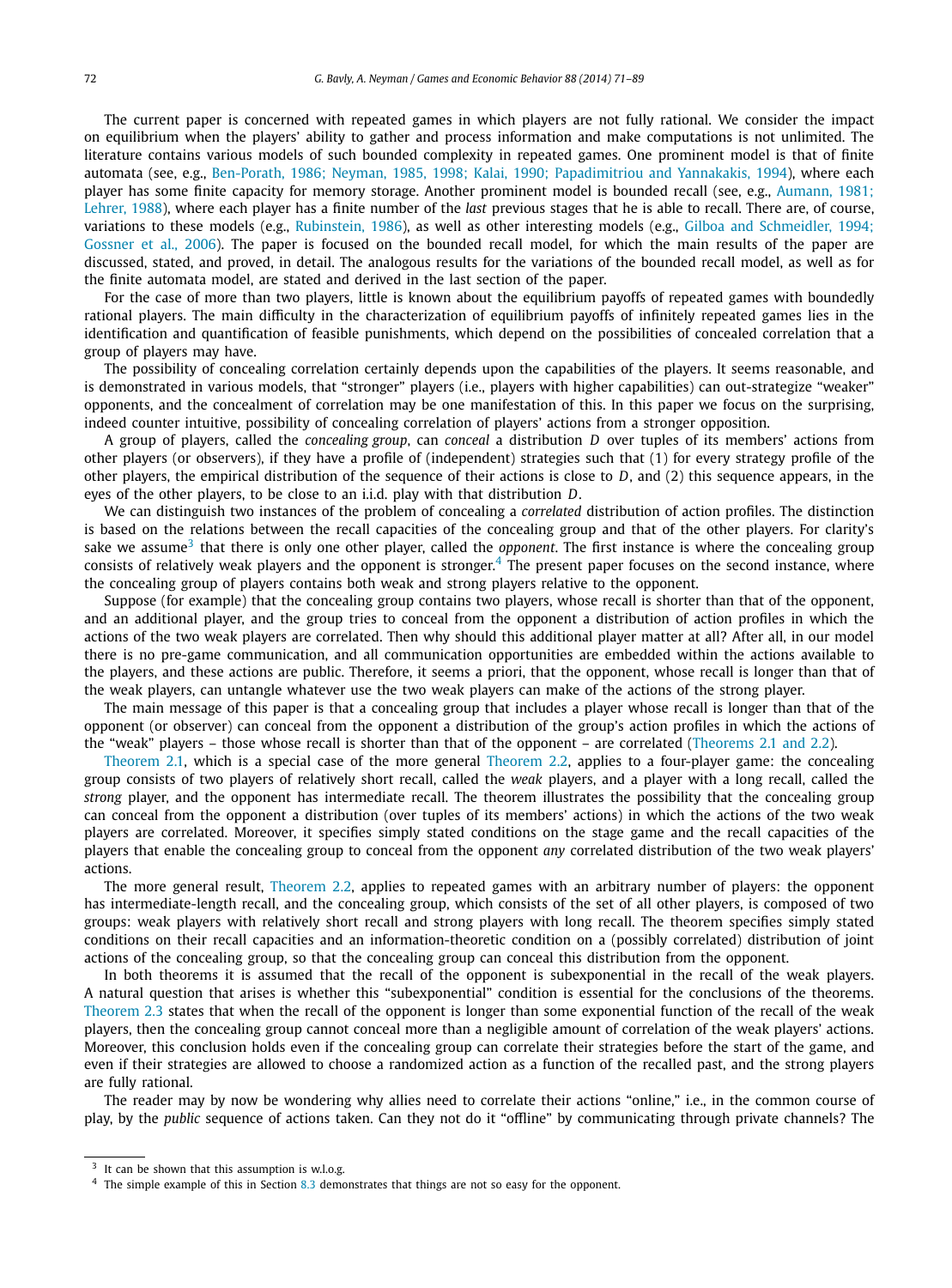The current paper is concerned with repeated games in which players are not fully rational. We consider the impact on equilibrium when the players' ability to gather and process information and make computations is not unlimited. The literature contains various models of such bounded complexity in repeated games. One prominent model is that of finite automata (see, e.g., Ben-Porath, 1986; Neyman, 1985, 1998; Kalai, 1990; Papadimitriou and Yannakakis, 1994), where each player has some finite capacity for memory storage. Another prominent model is bounded recall (see, e.g., Aumann, 1981; Lehrer, 1988), where each player has a finite number of the *last* previous stages that he is able to recall. There are, of course, variations to these models (e.g., Rubinstein, 1986), as well as other interesting models (e.g., Gilboa and Schmeidler, 1994; Gossner et al., 2006). The paper is focused on the bounded recall model, for which the main results of the paper are discussed, stated, and proved, in detail. The analogous results for the variations of the bounded recall model, as well as for the finite automata model, are stated and derived in the last section of the paper.

For the case of more than two players, little is known about the equilibrium payoffs of repeated games with boundedly rational players. The main difficulty in the characterization of equilibrium payoffs of infinitely repeated games lies in the identification and quantification of feasible punishments, which depend on the possibilities of concealed correlation that a group of players may have.

The possibility of concealing correlation certainly depends upon the capabilities of the players. It seems reasonable, and is demonstrated in various models, that "stronger" players (i.e., players with higher capabilities) can out-strategize "weaker" opponents, and the concealment of correlation may be one manifestation of this. In this paper we focus on the surprising, indeed counter intuitive, possibility of concealing correlation of players' actions from a stronger opposition.

A group of players, called the *concealing group*, can *conceal* a distribution $D$ over tuples of its members' actions from other players (or observers), if they have a profile of (independent) strategies such that (1) for every strategy profile of the other players, the empirical distribution of the sequence of their actions is close to $D$, and (2) this sequence appears, in the eyes of the other players, to be close to an i.i.d. play with that distribution $D$.

We can distinguish two instances of the problem of concealing a *correlated* distribution of action profiles. The distinction is based on the relations between the recall capacities of the concealing group and that of the other players. For clarity's sake we assume[3] that there is only one other player, called the *opponent*. The first instance is where the concealing group consists of relatively weak players and the opponent is stronger.[4] The present paper focuses on the second instance, where the concealing group of players contains both weak and strong players relative to the opponent.

Suppose (for example) that the concealing group contains two players, whose recall is shorter than that of the opponent, and an additional player, and the group tries to conceal from the opponent a distribution of action profiles in which the actions of the two weak players are correlated. Then why should this additional player matter at all? After all, in our model there is no pre-game communication, and all communication opportunities are embedded within the actions available to the players, and these actions are public. Therefore, it seems a priori, that the opponent, whose recall is longer than that of the weak players, can untangle whatever use the two weak players can make of the actions of the strong player.

The main message of this paper is that a concealing group that includes a player whose recall is longer than that of the opponent (or observer) can conceal from the opponent a distribution of the group's action profiles in which the actions of the "weak" players – those whose recall is shorter than that of the opponent – are correlated (Theorems 2.1 and 2.2).

Theorem 2.1, which is a special case of the more general Theorem 2.2, applies to a four-player game: the concealing group consists of two players of relatively short recall, called the *weak* players, and a player with a long recall, called the *strong* player, and the opponent has intermediate recall. The theorem illustrates the possibility that the concealing group can conceal from the opponent a distribution (over tuples of its members' actions) in which the actions of the two weak players are correlated. Moreover, it specifies simply stated conditions on the stage game and the recall capacities of the players that enable the concealing group to conceal from the opponent *any* correlated distribution of the two weak players' actions.

The more general result, Theorem 2.2, applies to repeated games with an arbitrary number of players: the opponent has intermediate-length recall, and the concealing group, which consists of the set of all other players, is composed of two groups: weak players with relatively short recall and strong players with long recall. The theorem specifies simply stated conditions on their recall capacities and an information-theoretic condition on a (possibly correlated) distribution of joint actions of the concealing group, so that the concealing group can conceal this distribution from the opponent.

In both theorems it is assumed that the recall of the opponent is subexponential in the recall of the weak players. A natural question that arises is whether this "subexponential" condition is essential for the conclusions of the theorems. Theorem 2.3 states that when the recall of the opponent is longer than some exponential function of the recall of the weak players, then the concealing group cannot conceal more than a negligible amount of correlation of the weak players' actions. Moreover, this conclusion holds even if the concealing group can correlate their strategies before the start of the game, and even if their strategies are allowed to choose a randomized action as a function of the recalled past, and the strong players are fully rational.

The reader may by now be wondering why allies need to correlate their actions "online," i.e., in the common course of play, by the *public* sequence of actions taken. Can they not do it "offline" by communicating through private channels? The

[3] It can be shown that this assumption is w.l.o.g.

[4] The simple example of this in Section 8.3 demonstrates that things are not so easy for the opponent.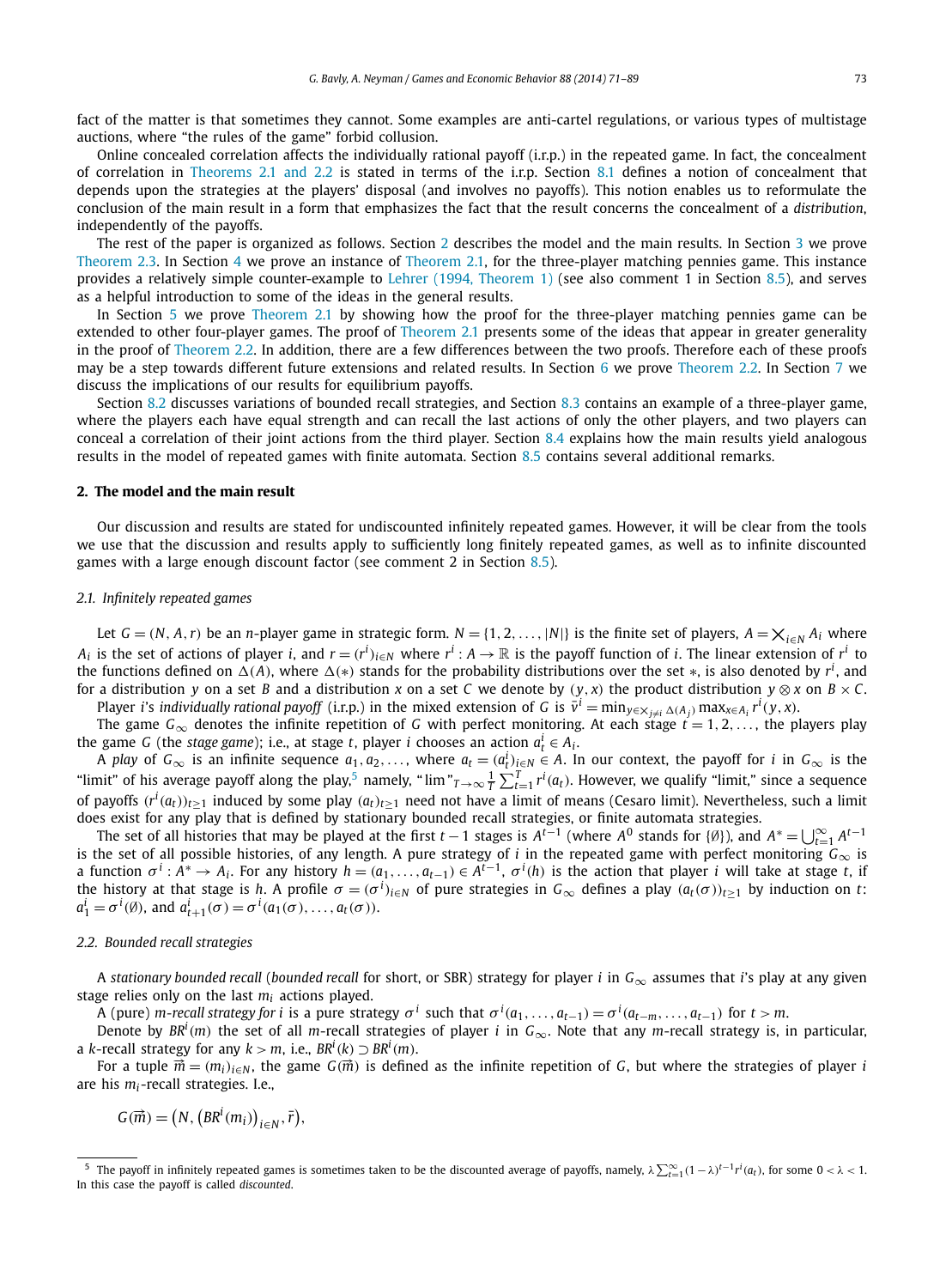fact of the matter is that sometimes they cannot. Some examples are anti-cartel regulations, or various types of multistage auctions, where "the rules of the game" forbid collusion.

Online concealed correlation affects the individually rational payoff (i.r.p.) in the repeated game. In fact, the concealment of correlation in Theorems 2.1 and 2.2 is stated in terms of the i.r.p. Section 8.1 defines a notion of concealment that depends upon the strategies at the players' disposal (and involves no payoffs). This notion enables us to reformulate the conclusion of the main result in a form that emphasizes the fact that the result concerns the concealment of a *distribution*, independently of the payoffs.

The rest of the paper is organized as follows. Section 2 describes the model and the main results. In Section 3 we prove Theorem 2.3. In Section 4 we prove an instance of Theorem 2.1, for the three-player matching pennies game. This instance provides a relatively simple counter-example to Lehrer (1994, Theorem 1) (see also comment 1 in Section 8.5), and serves as a helpful introduction to some of the ideas in the general results.

In Section 5 we prove Theorem 2.1 by showing how the proof for the three-player matching pennies game can be extended to other four-player games. The proof of Theorem 2.1 presents some of the ideas that appear in greater generality in the proof of Theorem 2.2. In addition, there are a few differences between the two proofs. Therefore each of these proofs may be a step towards different future extensions and related results. In Section 6 we prove Theorem 2.2. In Section 7 we discuss the implications of our results for equilibrium payoffs.

Section 8.2 discusses variations of bounded recall strategies, and Section 8.3 contains an example of a three-player game, where the players each have equal strength and can recall the last actions of only the other players, and two players can conceal a correlation of their joint actions from the third player. Section 8.4 explains how the main results yield analogous results in the model of repeated games with finite automata. Section 8.5 contains several additional remarks.

## 2. The model and the main result

Our discussion and results are stated for undiscounted infinitely repeated games. However, it will be clear from the tools we use that the discussion and results apply to sufficiently long finitely repeated games, as well as to infinite discounted games with a large enough discount factor (see comment 2 in Section 8.5).

### 2.1. Infinitely repeated games

Let $G = (N, A, r)$ be an $n$-player game in strategic form. $N = \{1, 2, \ldots, |N|\}$ is the finite set of players, $A = \times_{i\in N} A_i$ where $A_i$ is the set of actions of player $i$, and $r = (r^i)_{i\in N}$ where $r^i : A \to \mathbb{R}$ is the payoff function of $i$. The linear extension of $r^i$ to the functions defined on $\Delta(A)$, where $\Delta(*)$ stands for the probability distributions over the set $*$, is also denoted by $r^i$, and for a distribution $y$ on a set $B$ and a distribution $x$ on a set $C$ we denote by $(y, x)$ the product distribution $y \otimes x$ on $B \times C$.

Player $i$'s *individually rational payoff* (i.r.p.) in the mixed extension of $G$ is $\bar{v}^i = \min_{y\in\times_{j\neq i}\Delta(A_j)} \max_{x\in A_i} r^i(y, x)$.

The game $G_\infty$ denotes the infinite repetition of $G$ with perfect monitoring. At each stage $t = 1, 2, \ldots,$ the players play the game $G$ (the *stage game*); i.e., at stage $t$, player $i$ chooses an action $a_t^i \in A_i$.

A *play* of $G_\infty$ is an infinite sequence $a_1, a_2, \ldots,$ where $a_t = (a_t^i)_{i\in N} \in A$. In our context, the payoff for $i$ in $G_\infty$ is the "limit" of his average payoff along the play,[5] namely, "$\lim$"$_{T\to\infty} \frac{1}{T}\sum_{t=1}^{T} r^i(a_t)$. However, we qualify "limit," since a sequence of payoffs $(r^i(a_t))_{t\ge1}$ induced by some play $(a_t)_{t\ge1}$ need not have a limit of means (Cesaro limit). Nevertheless, such a limit does exist for any play that is defined by stationary bounded recall strategies, or finite automata strategies.

The set of all histories that may be played at the first $t-1$ stages is $A^{t-1}$ (where $A^0$ stands for $\{\emptyset\}$), and $A^* = \bigcup_{t=1}^{\infty} A^{t-1}$ is the set of all possible histories, of any length. A pure strategy of $i$ in the repeated game with perfect monitoring $G_\infty$ is a function $\sigma^i : A^* \to A_i$. For any history $h = (a_1, \ldots, a_{t-1}) \in A^{t-1}$, $\sigma^i(h)$ is the action that player $i$ will take at stage $t$, if the history at that stage is $h$. A profile $\sigma = (\sigma^i)_{i\in N}$ of pure strategies in $G_\infty$ defines a play $(a_t(\sigma))_{t\ge1}$ by induction on $t$: $a_1^i = \sigma^i(\emptyset)$, and $a_{t+1}^i(\sigma) = \sigma^i(a_1(\sigma), \ldots, a_t(\sigma))$.

### 2.2. Bounded recall strategies

A *stationary bounded recall* (*bounded recall* for short, or SBR) strategy for player $i$ in $G_\infty$ assumes that $i$'s play at any given stage relies only on the last $m_i$ actions played.

A (pure) *m-recall strategy for i* is a pure strategy $\sigma^i$ such that $\sigma^i(a_1, \ldots, a_{t-1}) = \sigma^i(a_{t-m}, \ldots, a_{t-1})$ for $t > m$.

Denote by $BR^i(m)$ the set of all $m$-recall strategies of player $i$ in $G_\infty$. Note that any $m$-recall strategy is, in particular, a $k$-recall strategy for any $k > m$, i.e., $BR^i(k) \supset BR^i(m)$.

For a tuple $\vec{m} = (m_i)_{i\in N}$, the game $G(\vec{m})$ is defined as the infinite repetition of $G$, but where the strategies of player $i$ are his $m_i$-recall strategies. I.e.,

$$G(\vec{m}) = \left(N, \left(BR^i(m_i)\right)_{i\in N}, \bar{r}\right),$$

[5] The payoff in infinitely repeated games is sometimes taken to be the discounted average of payoffs, namely, $\lambda\sum_{t=1}^{\infty}(1-\lambda)^{t-1}r^i(a_t)$, for some $0 < \lambda < 1$. In this case the payoff is called *discounted*.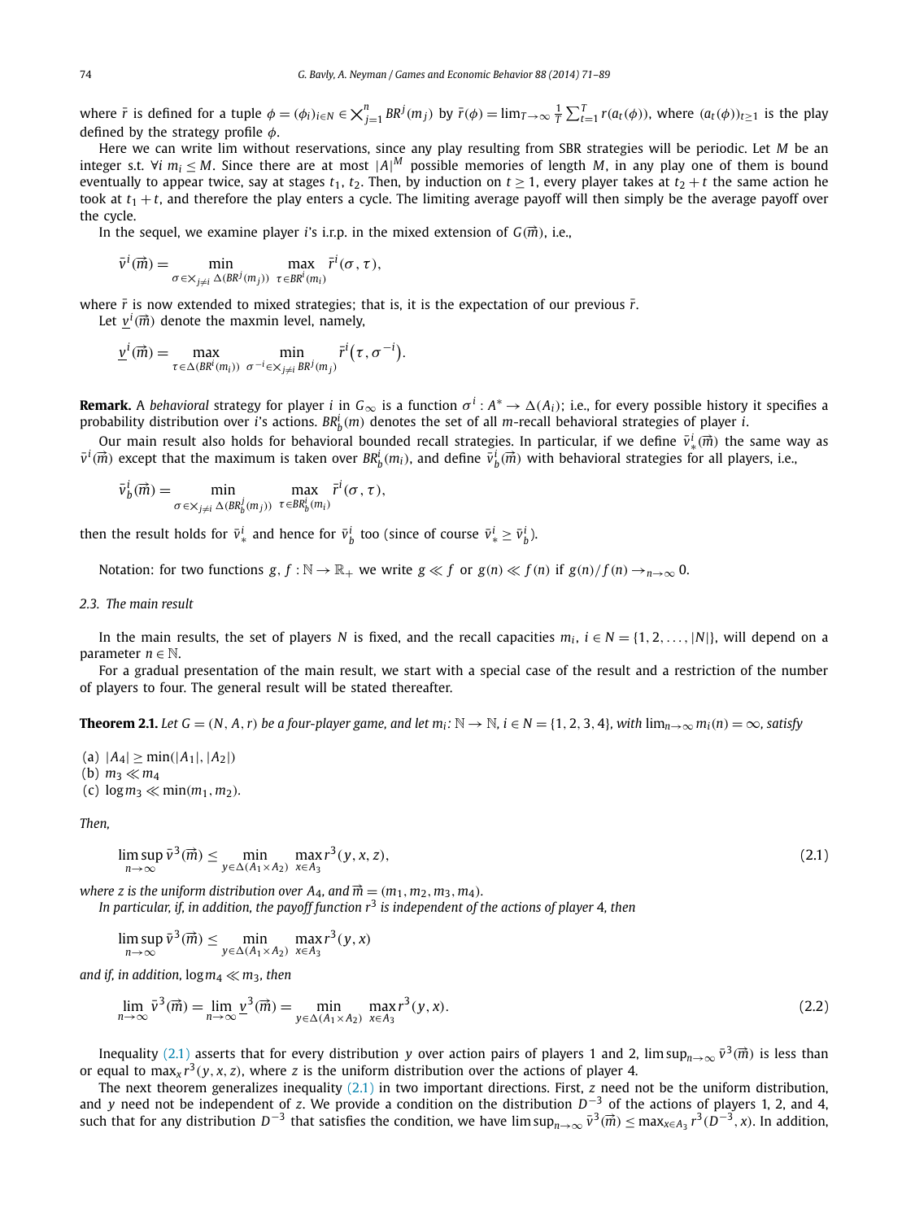where $\bar{r}$ is defined for a tuple $\phi = (\phi_i)_{i\in N} \in \bigtimes_{j=1}^{n} BR^j(m_j)$ by $\bar{r}(\phi) = \lim_{T\to\infty} \frac{1}{T}\sum_{t=1}^{T} r(a_t(\phi))$, where $(a_t(\phi))_{t\geq 1}$ is the play defined by the strategy profile $\phi$.

Here we can write lim without reservations, since any play resulting from SBR strategies will be periodic. Let $M$ be an integer s.t. $\forall i\ m_i \leq M$. Since there are at most $|A|^M$ possible memories of length $M$, in any play one of them is bound eventually to appear twice, say at stages $t_1$, $t_2$. Then, by induction on $t \geq 1$, every player takes at $t_2 + t$ the same action he took at $t_1 + t$, and therefore the play enters a cycle. The limiting average payoff will then simply be the average payoff over the cycle.

In the sequel, we examine player $i$'s i.r.p. in the mixed extension of $G(\vec{m})$, i.e.,

$$\bar{v}^i(\vec{m}) = \min_{\sigma\in\bigtimes_{j\neq i}\Delta(BR^j(m_j))} \max_{\tau\in BR^i(m_i)} \bar{r}^i(\sigma,\tau),$$

where $\bar{r}$ is now extended to mixed strategies; that is, it is the expectation of our previous $\bar{r}$.

Let $\underline{v}^i(\vec{m})$ denote the maxmin level, namely,

$$\underline{v}^i(\vec{m}) = \max_{\tau\in\Delta(BR^i(m_i))} \min_{\sigma^{-i}\in\bigtimes_{j\neq i}BR^j(m_j)} \bar{r}^i\big(\tau,\sigma^{-i}\big).$$

**Remark.** A *behavioral* strategy for player $i$ in $G_\infty$ is a function $\sigma^i : A^* \to \Delta(A_i)$; i.e., for every possible history it specifies a probability distribution over $i$'s actions. $BR_b^i(m)$ denotes the set of all $m$-recall behavioral strategies of player $i$.

Our main result also holds for behavioral bounded recall strategies. In particular, if we define $\bar{v}_*^i(\vec{m})$ the same way as $\bar{v}^i(\vec{m})$ except that the maximum is taken over $BR_b^i(m_i)$, and define $\bar{v}_b^i(\vec{m})$ with behavioral strategies for all players, i.e.,

$$\bar{v}_b^i(\vec{m}) = \min_{\sigma\in\bigtimes_{j\neq i}\Delta(BR_b^j(m_j))} \max_{\tau\in BR_b^i(m_i)} \bar{r}^i(\sigma,\tau),$$

then the result holds for $\bar{v}_*^i$ and hence for $\bar{v}_b^i$ too (since of course $\bar{v}_*^i \geq \bar{v}_b^i$).

Notation: for two functions $g, f : \mathbb{N} \to \mathbb{R}_+$ we write $g \ll f$ or $g(n) \ll f(n)$ if $g(n)/f(n) \to_{n\to\infty} 0$.

### 2.3. The main result

In the main results, the set of players $N$ is fixed, and the recall capacities $m_i$, $i \in N = \{1, 2, \ldots, |N|\}$, will depend on a parameter $n \in \mathbb{N}$.

For a gradual presentation of the main result, we start with a special case of the result and a restriction of the number of players to four. The general result will be stated thereafter.

**Theorem 2.1.** *Let $G = (N, A, r)$ be a four-player game, and let $m_i : \mathbb{N} \to \mathbb{N}$, $i \in N = \{1, 2, 3, 4\}$, with $\lim_{n\to\infty} m_i(n) = \infty$, satisfy*

(a) $|A_4| \geq \min(|A_1|, |A_2|)$
(b) $m_3 \ll m_4$
(c) $\log m_3 \ll \min(m_1, m_2)$.

*Then,*

$$\limsup_{n\to\infty} \bar{v}^3(\vec{m}) \leq \min_{y\in\Delta(A_1\times A_2)} \max_{x\in A_3} r^3(y, x, z), \tag{2.1}$$

*where $z$ is the uniform distribution over $A_4$, and $\vec{m} = (m_1, m_2, m_3, m_4)$.*

*In particular, if, in addition, the payoff function $r^3$ is independent of the actions of player 4, then*

$$\limsup_{n\to\infty} \bar{v}^3(\vec{m}) \leq \min_{y\in\Delta(A_1\times A_2)} \max_{x\in A_3} r^3(y, x)$$

*and if, in addition, $\log m_4 \ll m_3$, then*

$$\lim_{n\to\infty} \bar{v}^3(\vec{m}) = \lim_{n\to\infty} \underline{v}^3(\vec{m}) = \min_{y\in\Delta(A_1\times A_2)} \max_{x\in A_3} r^3(y, x). \tag{2.2}$$

Inequality (2.1) asserts that for every distribution $y$ over action pairs of players 1 and 2, $\limsup_{n\to\infty} \bar{v}^3(\vec{m})$ is less than or equal to $\max_x r^3(y, x, z)$, where $z$ is the uniform distribution over the actions of player 4.

The next theorem generalizes inequality (2.1) in two important directions. First, $z$ need not be the uniform distribution, and $y$ need not be independent of $z$. We provide a condition on the distribution $D^{-3}$ of the actions of players 1, 2, and 4, such that for any distribution $D^{-3}$ that satisfies the condition, we have $\limsup_{n\to\infty} \bar{v}^3(\vec{m}) \leq \max_{x\in A_3} r^3(D^{-3}, x)$. In addition,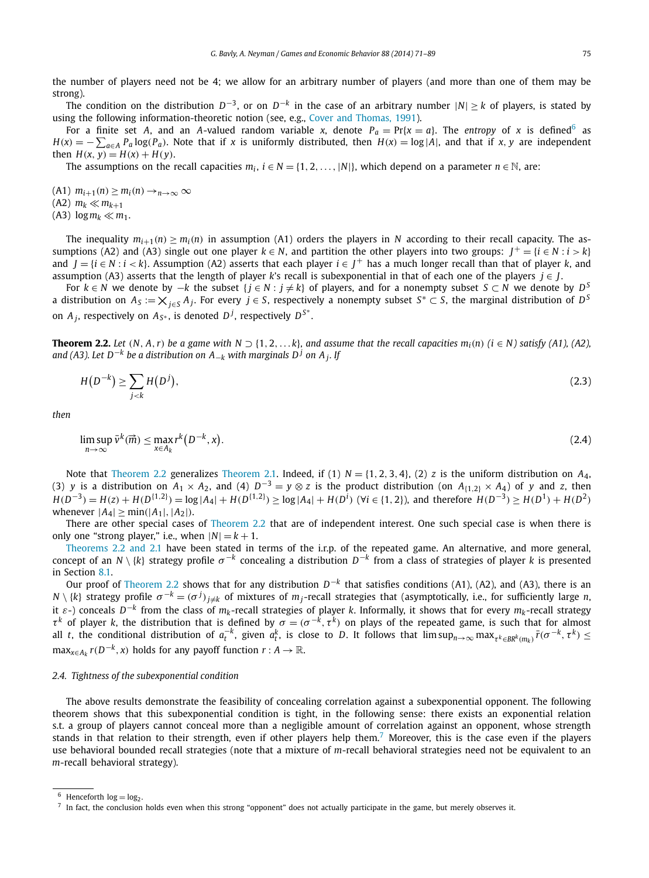the number of players need not be 4; we allow for an arbitrary number of players (and more than one of them may be strong).

The condition on the distribution $D^{-3}$, or on $D^{-k}$ in the case of an arbitrary number $|N| \geq k$ of players, is stated by using the following information-theoretic notion (see, e.g., Cover and Thomas, 1991).

For a finite set $A$, and an $A$-valued random variable $x$, denote $P_a = \Pr\{x = a\}$. The *entropy* of $x$ is defined[6] as $H(x) = -\sum_{a \in A} P_a \log(P_a)$. Note that if $x$ is uniformly distributed, then $H(x) = \log|A|$, and that if $x, y$ are independent then $H(x, y) = H(x) + H(y)$.

The assumptions on the recall capacities $m_i$, $i \in N = \{1, 2, \ldots, |N|\}$, which depend on a parameter $n \in \mathbb{N}$, are:

(A1) $m_{i+1}(n) \geq m_i(n) \to_{n \to \infty} \infty$
(A2) $m_k \ll m_{k+1}$
(A3) $\log m_k \ll m_1$.

The inequality $m_{i+1}(n) \geq m_i(n)$ in assumption (A1) orders the players in $N$ according to their recall capacity. The assumptions (A2) and (A3) single out one player $k \in N$, and partition the other players into two groups: $J^+ = \{i \in N : i > k\}$ and $J = \{i \in N : i < k\}$. Assumption (A2) asserts that each player $i \in J^+$ has a much longer recall than that of player $k$, and assumption (A3) asserts that the length of player $k$'s recall is subexponential in that of each one of the players $j \in J$.

For $k \in N$ we denote by $-k$ the subset $\{j \in N : j \neq k\}$ of players, and for a nonempty subset $S \subset N$ we denote by $D^S$ a distribution on $A_S := \bigtimes_{j \in S} A_j$. For every $j \in S$, respectively a nonempty subset $S^* \subset S$, the marginal distribution of $D^S$ on $A_j$, respectively on $A_{S^*}$, is denoted $D^j$, respectively $D^{S^*}$.

**Theorem 2.2.** *Let $(N, A, r)$ be a game with $N \supset \{1, 2, \ldots k\}$, and assume that the recall capacities $m_i(n)$ $(i \in N)$ satisfy (A1), (A2), and (A3). Let $D^{-k}$ be a distribution on $A_{-k}$ with marginals $D^j$ on $A_j$. If*

$$H(D^{-k}) \geq \sum_{j<k} H(D^j), \tag{2.3}$$

*then*

$$\limsup_{n \to \infty} \bar{v}^k(\vec{m}) \leq \max_{x \in A_k} r^k(D^{-k}, x). \tag{2.4}$$

Note that Theorem 2.2 generalizes Theorem 2.1. Indeed, if (1) $N = \{1, 2, 3, 4\}$, (2) $z$ is the uniform distribution on $A_4$, (3) $y$ is a distribution on $A_1 \times A_2$, and (4) $D^{-3} = y \otimes z$ is the product distribution (on $A_{\{1,2\}} \times A_4$) of $y$ and $z$, then $H(D^{-3}) = H(z) + H(D^{\{1,2\}}) = \log|A_4| + H(D^{\{1,2\}}) \geq \log|A_4| + H(D^i)$ $(\forall i \in \{1, 2\})$, and therefore $H(D^{-3}) \geq H(D^1) + H(D^2)$ whenever $|A_4| \geq \min(|A_1|, |A_2|)$.

There are other special cases of Theorem 2.2 that are of independent interest. One such special case is when there is only one "strong player," i.e., when $|N| = k + 1$.

Theorems 2.2 and 2.1 have been stated in terms of the i.r.p. of the repeated game. An alternative, and more general, concept of an $N \setminus \{k\}$ strategy profile $\sigma^{-k}$ concealing a distribution $D^{-k}$ from a class of strategies of player $k$ is presented in Section 8.1.

Our proof of Theorem 2.2 shows that for any distribution $D^{-k}$ that satisfies conditions (A1), (A2), and (A3), there is an $N \setminus \{k\}$ strategy profile $\sigma^{-k} = (\sigma^j)_{j \neq k}$ of mixtures of $m_j$-recall strategies that (asymptotically, i.e., for sufficiently large $n$, it $\varepsilon$-) conceals $D^{-k}$ from the class of $m_k$-recall strategies of player $k$. Informally, it shows that for every $m_k$-recall strategy $\tau^k$ of player $k$, the distribution that is defined by $\sigma = (\sigma^{-k}, \tau^k)$ on plays of the repeated game, is such that for almost all $t$, the conditional distribution of $a_t^{-k}$, given $a_t^k$, is close to $D$. It follows that $\limsup_{n \to \infty} \max_{\tau^k \in BR^k(m_k)} \bar{r}(\sigma^{-k}, \tau^k) \leq \max_{x \in A_k} r(D^{-k}, x)$ holds for any payoff function $r : A \to \mathbb{R}$.

### 2.4. Tightness of the subexponential condition

The above results demonstrate the feasibility of concealing correlation against a subexponential opponent. The following theorem shows that this subexponential condition is tight, in the following sense: there exists an exponential relation s.t. a group of players cannot conceal more than a negligible amount of correlation against an opponent, whose strength stands in that relation to their strength, even if other players help them.[7] Moreover, this is the case even if the players use behavioral bounded recall strategies (note that a mixture of $m$-recall behavioral strategies need not be equivalent to an $m$-recall behavioral strategy).

---

[6] Henceforth $\log = \log_2$.

[7] In fact, the conclusion holds even when this strong "opponent" does not actually participate in the game, but merely observes it.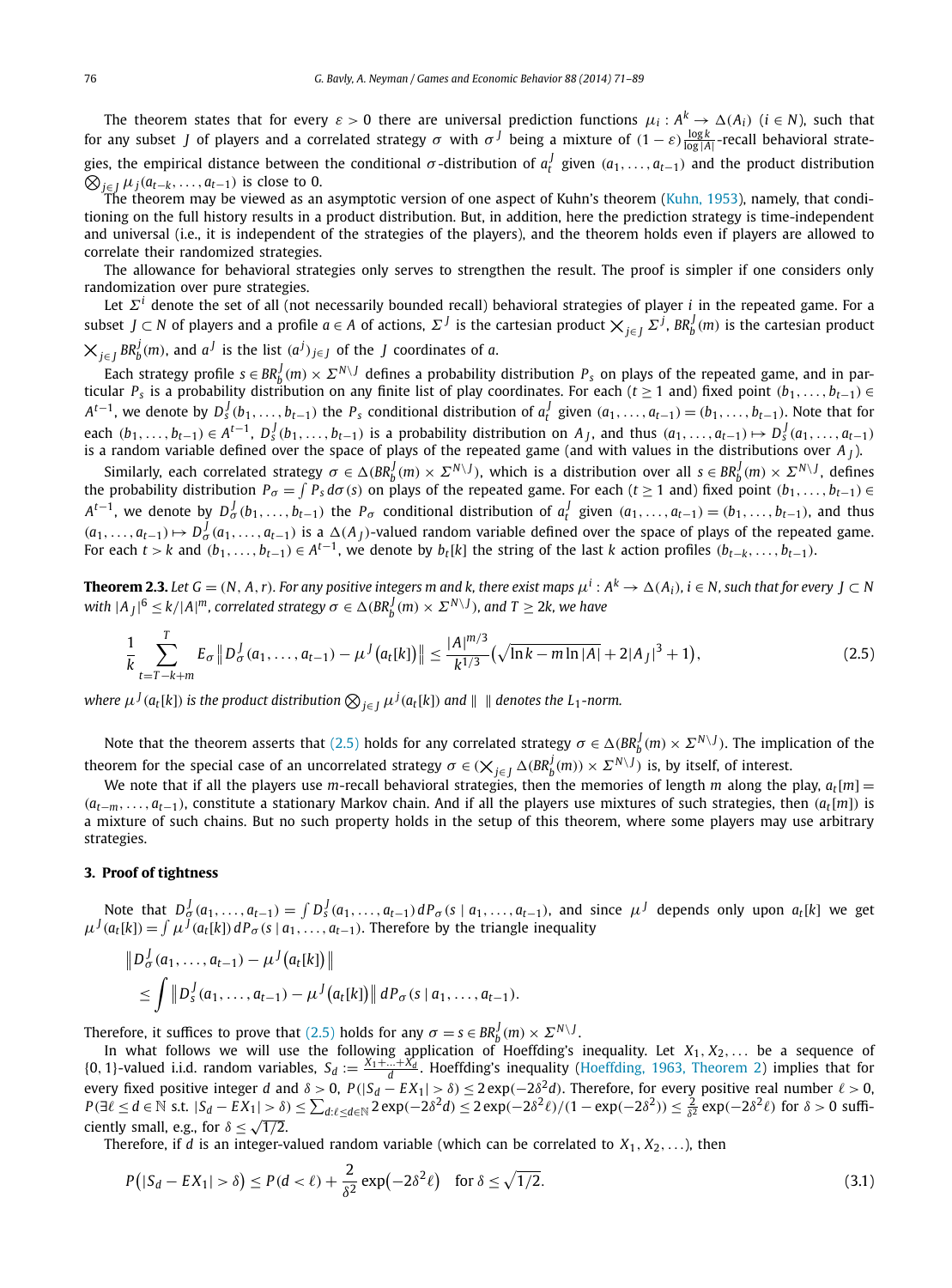The theorem states that for every $\varepsilon > 0$ there are universal prediction functions $\mu_i : A^k \to \Delta(A_i)$ $(i \in N)$, such that for any subset $J$ of players and a correlated strategy $\sigma$ with $\sigma^J$ being a mixture of $(1-\varepsilon)\frac{\log k}{\log |A|}$-recall behavioral strategies, the empirical distance between the conditional $\sigma$-distribution of $a_t^J$ given $(a_1, \ldots, a_{t-1})$ and the product distribution $\bigotimes_{j \in J} \mu_j(a_{t-k}, \ldots, a_{t-1})$ is close to 0.

The theorem may be viewed as an asymptotic version of one aspect of Kuhn's theorem (Kuhn, 1953), namely, that conditioning on the full history results in a product distribution. But, in addition, here the prediction strategy is time-independent and universal (i.e., it is independent of the strategies of the players), and the theorem holds even if players are allowed to correlate their randomized strategies.

The allowance for behavioral strategies only serves to strengthen the result. The proof is simpler if one considers only randomization over pure strategies.

Let $\Sigma^i$ denote the set of all (not necessarily bounded recall) behavioral strategies of player $i$ in the repeated game. For a subset $J \subset N$ of players and a profile $a \in A$ of actions, $\Sigma^J$ is the cartesian product $\bigtimes_{j \in J} \Sigma^j$, $BR_b^J(m)$ is the cartesian product $\bigtimes_{j \in J} BR_b^j(m)$, and $a^J$ is the list $(a^j)_{j \in J}$ of the $J$ coordinates of $a$.

Each strategy profile $s \in BR_b^J(m) \times \Sigma^{N \setminus J}$ defines a probability distribution $P_s$ on plays of the repeated game, and in particular $P_s$ is a probability distribution on any finite list of play coordinates. For each ($t \ge 1$ and) fixed point $(b_1, \ldots, b_{t-1}) \in A^{t-1}$, we denote by $D_s^J(b_1, \ldots, b_{t-1})$ the $P_s$ conditional distribution of $a_t^J$ given $(a_1, \ldots, a_{t-1}) = (b_1, \ldots, b_{t-1})$. Note that for each $(b_1, \ldots, b_{t-1}) \in A^{t-1}$, $D_s^J(b_1, \ldots, b_{t-1})$ is a probability distribution on $A_J$, and thus $(a_1, \ldots, a_{t-1}) \mapsto D_s^J(a_1, \ldots, a_{t-1})$ is a random variable defined over the space of plays of the repeated game (and with values in the distributions over $A_J$).

Similarly, each correlated strategy $\sigma \in \Delta(BR_b^J(m) \times \Sigma^{N \setminus J})$, which is a distribution over all $s \in BR_b^J(m) \times \Sigma^{N \setminus J}$, defines the probability distribution $P_\sigma = \int P_s \, d\sigma(s)$ on plays of the repeated game. For each ($t \ge 1$ and) fixed point $(b_1, \ldots, b_{t-1}) \in A^{t-1}$, we denote by $D_\sigma^J(b_1, \ldots, b_{t-1})$ the $P_\sigma$ conditional distribution of $a_t^J$ given $(a_1, \ldots, a_{t-1}) = (b_1, \ldots, b_{t-1})$, and thus $(a_1, \ldots, a_{t-1}) \mapsto D_\sigma^J(a_1, \ldots, a_{t-1})$ is a $\Delta(A_J)$-valued random variable defined over the space of plays of the repeated game. For each $t > k$ and $(b_1, \ldots, b_{t-1}) \in A^{t-1}$, we denote by $b_t[k]$ the string of the last $k$ action profiles $(b_{t-k}, \ldots, b_{t-1})$.

**Theorem 2.3.** *Let $G = (N, A, r)$. For any positive integers $m$ and $k$, there exist maps $\mu^i : A^k \to \Delta(A_i)$, $i \in N$, such that for every $J \subset N$ with $|A_J|^6 \le k/|A|^m$, correlated strategy $\sigma \in \Delta(BR_b^J(m) \times \Sigma^{N \setminus J})$, and $T \ge 2k$, we have*

$$\frac{1}{k} \sum_{t=T-k+m}^{T} E_\sigma \left\| D_\sigma^J(a_1, \ldots, a_{t-1}) - \mu^J\big(a_t[k]\big) \right\| \le \frac{|A|^{m/3}}{k^{1/3}} \left( \sqrt{\ln k - m \ln |A|} + 2|A_J|^3 + 1 \right), \tag{2.5}$$

*where $\mu^J(a_t[k])$ is the product distribution $\bigotimes_{j \in J} \mu^j(a_t[k])$ and $\| \ \|$ denotes the $L_1$-norm.*

Note that the theorem asserts that (2.5) holds for any correlated strategy $\sigma \in \Delta(BR_b^J(m) \times \Sigma^{N \setminus J})$. The implication of the theorem for the special case of an uncorrelated strategy $\sigma \in (\bigtimes_{j \in J} \Delta(BR_b^j(m)) \times \Sigma^{N \setminus J})$ is, by itself, of interest.

We note that if all the players use $m$-recall behavioral strategies, then the memories of length $m$ along the play, $a_t[m] = (a_{t-m}, \ldots, a_{t-1})$, constitute a stationary Markov chain. And if all the players use mixtures of such strategies, then $(a_t[m])$ is a mixture of such chains. But no such property holds in the setup of this theorem, where some players may use arbitrary strategies.

## 3. Proof of tightness

Note that $D_\sigma^J(a_1, \ldots, a_{t-1}) = \int D_s^J(a_1, \ldots, a_{t-1}) \, dP_\sigma(s \mid a_1, \ldots, a_{t-1})$, and since $\mu^J$ depends only upon $a_t[k]$ we get $\mu^J(a_t[k]) = \int \mu^J(a_t[k]) \, dP_\sigma(s \mid a_1, \ldots, a_{t-1})$. Therefore by the triangle inequality

$$\begin{aligned}
&\left\| D_\sigma^J(a_1, \ldots, a_{t-1}) - \mu^J\big(a_t[k]\big) \right\| \\
&\quad \le \int \left\| D_s^J(a_1, \ldots, a_{t-1}) - \mu^J\big(a_t[k]\big) \right\| dP_\sigma(s \mid a_1, \ldots, a_{t-1}).
\end{aligned}$$

Therefore, it suffices to prove that (2.5) holds for any $\sigma = s \in BR_b^J(m) \times \Sigma^{N \setminus J}$.

In what follows we will use the following application of Hoeffding's inequality. Let $X_1, X_2, \ldots$ be a sequence of $\{0, 1\}$-valued i.i.d. random variables, $S_d := \frac{X_1 + \ldots + X_d}{d}$. Hoeffding's inequality (Hoeffding, 1963, Theorem 2) implies that for every fixed positive integer $d$ and $\delta > 0$, $P(|S_d - EX_1| > \delta) \le 2\exp(-2\delta^2 d)$. Therefore, for every positive real number $\ell > 0$, $P(\exists \ell \le d \in \mathbb{N} \text{ s.t. } |S_d - EX_1| > \delta) \le \sum_{d: \ell \le d \in \mathbb{N}} 2\exp(-2\delta^2 d) \le 2\exp(-2\delta^2 \ell)/(1 - \exp(-2\delta^2)) \le \frac{2}{\delta^2}\exp(-2\delta^2 \ell)$ for $\delta > 0$ sufficiently small, e.g., for $\delta \le \sqrt{1/2}$.

Therefore, if $d$ is an integer-valued random variable (which can be correlated to $X_1, X_2, \ldots$), then

$$P\big(|S_d - EX_1| > \delta\big) \le P(d < \ell) + \frac{2}{\delta^2}\exp\big(-2\delta^2 \ell\big) \quad \text{for } \delta \le \sqrt{1/2}. \tag{3.1}$$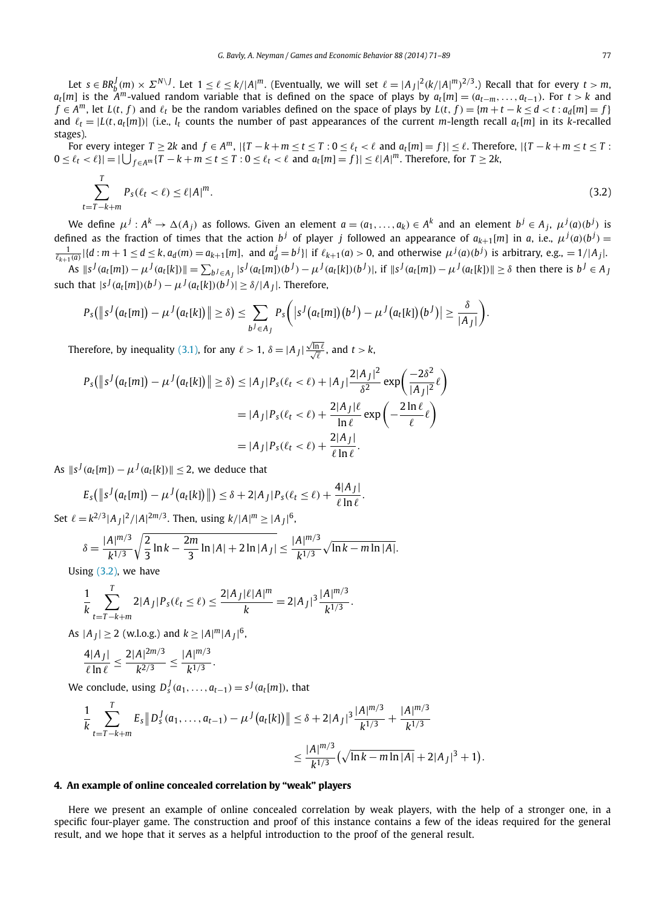Let $s \in BR_b^J(m) \times \Sigma^{N\setminus J}$. Let $1 \le \ell \le k/|A|^m$. (Eventually, we will set $\ell = |A_J|^2(k/|A|^m)^{2/3}$.) Recall that for every $t > m$, $a_t[m]$ is the $A^m$-valued random variable that is defined on the space of plays by $a_t[m] = (a_{t-m}, \dots, a_{t-1})$. For $t > k$ and $f \in A^m$, let $L(t, f)$ and $\ell_t$ be the random variables defined on the space of plays by $L(t, f) = \{m + t - k \le d < t : a_d[m] = f\}$ and $\ell_t = |L(t, a_t[m])|$ (i.e., $l_t$ counts the number of past appearances of the current $m$-length recall $a_t[m]$ in its $k$-recalled stages).

For every integer $T \ge 2k$ and $f \in A^m$, $|\{T - k + m \le t \le T : 0 \le \ell_t < \ell \text{ and } a_t[m] = f\}| \le \ell$. Therefore, $|\{T - k + m \le t \le T : 0 \le \ell_t < \ell\}| = |\bigcup_{f \in A^m} \{T - k + m \le t \le T : 0 \le \ell_t < \ell \text{ and } a_t[m] = f\}| \le \ell |A|^m$. Therefore, for $T \ge 2k$,

$$\sum_{t=T-k+m}^{T} P_s(\ell_t < \ell) \le \ell |A|^m. \tag{3.2}$$

We define $\mu^j : A^k \to \Delta(A_j)$ as follows. Given an element $a = (a_1, \dots, a_k) \in A^k$ and an element $b^j \in A_j$, $\mu^j(a)(b^j)$ is defined as the fraction of times that the action $b^j$ of player $j$ followed an appearance of $a_{k+1}[m]$ in $a$, i.e., $\mu^j(a)(b^j) = \frac{1}{\ell_{k+1}(a)} |\{d : m + 1 \le d \le k, a_d(m) = a_{k+1}[m], \text{ and } a_d^j = b^j\}|$ if $\ell_{k+1}(a) > 0$, and otherwise $\mu^j(a)(b^j)$ is arbitrary, e.g., $= 1/|A_j|$.

As $\|s^J(a_t[m]) - \mu^J(a_t[k])\| = \sum_{b^J \in A_J} |s^J(a_t[m])(b^J) - \mu^J(a_t[k])(b^J)|$, if $\|s^J(a_t[m]) - \mu^J(a_t[k])\| \ge \delta$ then there is $b^J \in A_J$ such that $|s^J(a_t[m])(b^J) - \mu^J(a_t[k])(b^J)| \ge \delta/|A_J|$. Therefore,

$$P_s\big(\big\|s^J\big(a_t[m]\big) - \mu^J\big(a_t[k]\big)\big\| \ge \delta\big) \le \sum_{b^J \in A_J} P_s\bigg(\big|s^J\big(a_t[m]\big)\big(b^J\big) - \mu^J\big(a_t[k]\big)\big(b^J\big)\big| \ge \frac{\delta}{|A_J|}\bigg).$$

Therefore, by inequality (3.1), for any $\ell > 1$, $\delta = |A_J| \frac{\sqrt{\ln \ell}}{\sqrt{\ell}}$, and $t > k$,

$$\begin{aligned}
P_s\big(\big\|s^J\big(a_t[m]\big) - \mu^J\big(a_t[k]\big)\big\| \ge \delta\big) &\le |A_J| P_s(\ell_t < \ell) + |A_J| \frac{2|A_J|^2}{\delta^2} \exp\bigg(\frac{-2\delta^2}{|A_J|^2}\ell\bigg) \\
&= |A_J| P_s(\ell_t < \ell) + \frac{2|A_J|\ell}{\ln \ell} \exp\bigg(-\frac{2\ln \ell}{\ell}\ell\bigg) \\
&= |A_J| P_s(\ell_t < \ell) + \frac{2|A_J|}{\ell \ln \ell}.
\end{aligned}$$

As $\|s^J(a_t[m]) - \mu^J(a_t[k])\| \le 2$, we deduce that

$$E_s\big(\big\|s^J\big(a_t[m]\big) - \mu^J\big(a_t[k]\big)\big\|\big) \le \delta + 2|A_J| P_s(\ell_t \le \ell) + \frac{4|A_J|}{\ell \ln \ell}.$$

Set $\ell = k^{2/3}|A_J|^2/|A|^{2m/3}$. Then, using $k/|A|^m \ge |A_J|^6$,

$$\delta = \frac{|A|^{m/3}}{k^{1/3}} \sqrt{\frac{2}{3}\ln k - \frac{2m}{3}\ln |A| + 2\ln |A_J|} \le \frac{|A|^{m/3}}{k^{1/3}} \sqrt{\ln k - m \ln |A|}.$$

Using (3.2), we have

$$\frac{1}{k} \sum_{t=T-k+m}^{T} 2|A_J| P_s(\ell_t \le \ell) \le \frac{2|A_J|\ell|A|^m}{k} = 2|A_J|^3 \frac{|A|^{m/3}}{k^{1/3}}.$$

As $|A_J| \ge 2$ (w.l.o.g.) and $k \ge |A|^m |A_J|^6$,

$$\frac{4|A_J|}{\ell \ln \ell} \le \frac{2|A|^{2m/3}}{k^{2/3}} \le \frac{|A|^{m/3}}{k^{1/3}}.$$

We conclude, using $D_s^J(a_1, \dots, a_{t-1}) = s^J(a_t[m])$, that

$$\begin{aligned}
\frac{1}{k} \sum_{t=T-k+m}^{T} E_s\big\|D_s^J(a_1, \dots, a_{t-1}) - \mu^J\big(a_t[k]\big)\big\| &\le \delta + 2|A_J|^3 \frac{|A|^{m/3}}{k^{1/3}} + \frac{|A|^{m/3}}{k^{1/3}} \\
&\le \frac{|A|^{m/3}}{k^{1/3}} \big(\sqrt{\ln k - m \ln |A|} + 2|A_J|^3 + 1\big).
\end{aligned}$$

## 4. An example of online concealed correlation by "weak" players

Here we present an example of online concealed correlation by weak players, with the help of a stronger one, in a specific four-player game. The construction and proof of this instance contains a few of the ideas required for the general result, and we hope that it serves as a helpful introduction to the proof of the general result.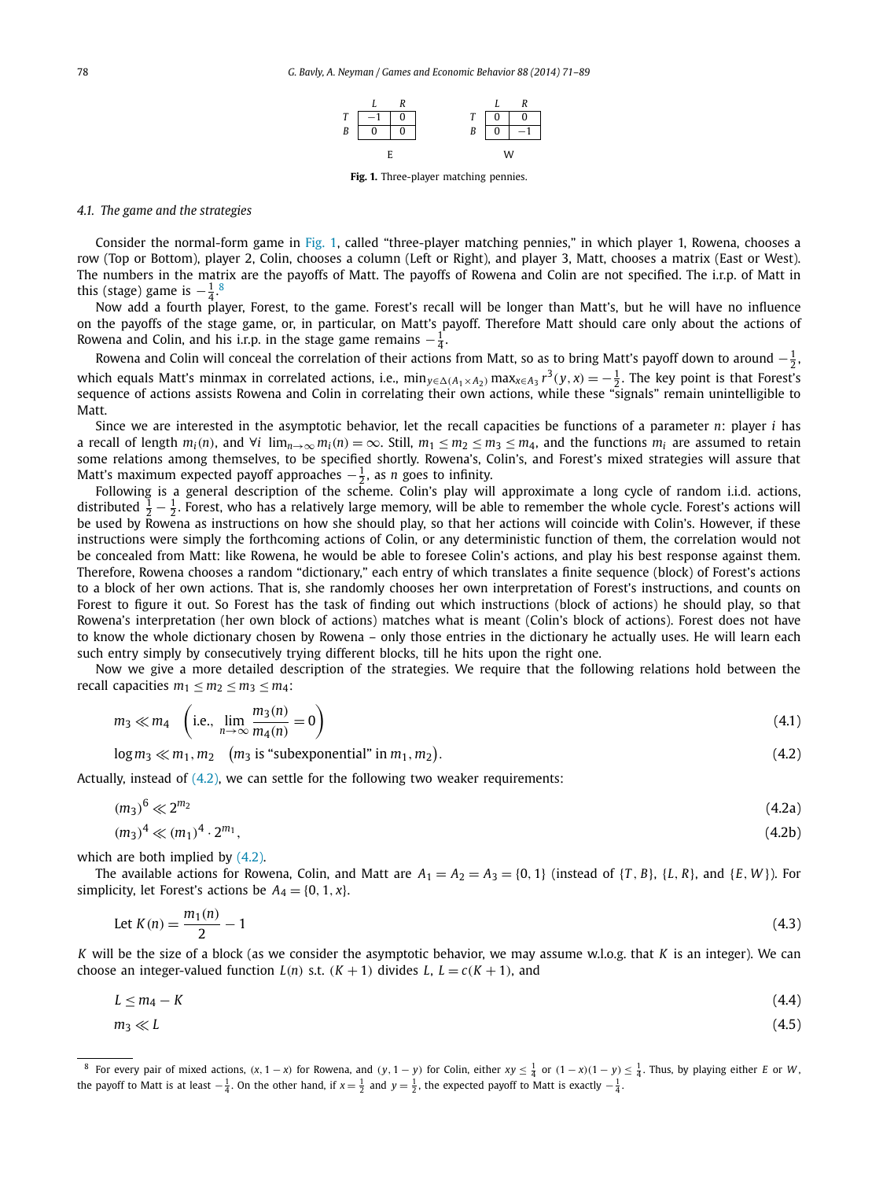| | L | R |
|---|---|---|
| T | −1 | 0 |
| B | 0 | 0 |

E

| | L | R |
|---|---|---|
| T | 0 | 0 |
| B | 0 | −1 |

W

**Fig. 1.** Three-player matching pennies.

### 4.1. The game and the strategies

Consider the normal-form game in Fig. 1, called "three-player matching pennies," in which player 1, Rowena, chooses a row (Top or Bottom), player 2, Colin, chooses a column (Left or Right), and player 3, Matt, chooses a matrix (East or West). The numbers in the matrix are the payoffs of Matt. The payoffs of Rowena and Colin are not specified. The i.r.p. of Matt in this (stage) game is $-\frac{1}{4}$.[8]

Now add a fourth player, Forest, to the game. Forest's recall will be longer than Matt's, but he will have no influence on the payoffs of the stage game, or, in particular, on Matt's payoff. Therefore Matt should care only about the actions of Rowena and Colin, and his i.r.p. in the stage game remains $-\frac{1}{4}$.

Rowena and Colin will conceal the correlation of their actions from Matt, so as to bring Matt's payoff down to around $-\frac{1}{2}$, which equals Matt's minmax in correlated actions, i.e., $\min_{y\in\Delta(A_1\times A_2)}\max_{x\in A_3} r^3(y,x) = -\frac{1}{2}$. The key point is that Forest's sequence of actions assists Rowena and Colin in correlating their own actions, while these "signals" remain unintelligible to Matt.

Since we are interested in the asymptotic behavior, let the recall capacities be functions of a parameter $n$: player $i$ has a recall of length $m_i(n)$, and $\forall i \ \lim_{n\to\infty} m_i(n) = \infty$. Still, $m_1 \le m_2 \le m_3 \le m_4$, and the functions $m_i$ are assumed to retain some relations among themselves, to be specified shortly. Rowena's, Colin's, and Forest's mixed strategies will assure that Matt's maximum expected payoff approaches $-\frac{1}{2}$, as $n$ goes to infinity.

Following is a general description of the scheme. Colin's play will approximate a long cycle of random i.i.d. actions, distributed $\frac{1}{2} - \frac{1}{2}$. Forest, who has a relatively large memory, will be able to remember the whole cycle. Forest's actions will be used by Rowena as instructions on how she should play, so that her actions will coincide with Colin's. However, if these instructions were simply the forthcoming actions of Colin, or any deterministic function of them, the correlation would not be concealed from Matt: like Rowena, he would be able to foresee Colin's actions, and play his best response against them. Therefore, Rowena chooses a random "dictionary," each entry of which translates a finite sequence (block) of Forest's actions to a block of her own actions. That is, she randomly chooses her own interpretation of Forest's instructions, and counts on Forest to figure it out. So Forest has the task of finding out which instructions (block of actions) he should play, so that Rowena's interpretation (her own block of actions) matches what is meant (Colin's block of actions). Forest does not have to know the whole dictionary chosen by Rowena – only those entries in the dictionary he actually uses. He will learn each such entry simply by consecutively trying different blocks, till he hits upon the right one.

Now we give a more detailed description of the strategies. We require that the following relations hold between the recall capacities $m_1 \le m_2 \le m_3 \le m_4$:

$$m_3 \ll m_4 \quad \left(\text{i.e., } \lim_{n\to\infty}\frac{m_3(n)}{m_4(n)} = 0\right) \tag{4.1}$$

$$\log m_3 \ll m_1, m_2 \quad \big(m_3 \text{ is "subexponential" in } m_1, m_2\big). \tag{4.2}$$

Actually, instead of (4.2), we can settle for the following two weaker requirements:

$$(m_3)^6 \ll 2^{m_2} \tag{4.2a}$$

$$(m_3)^4 \ll (m_1)^4 \cdot 2^{m_1}, \tag{4.2b}$$

which are both implied by (4.2).

The available actions for Rowena, Colin, and Matt are $A_1 = A_2 = A_3 = \{0,1\}$ (instead of $\{T,B\}$, $\{L,R\}$, and $\{E,W\}$). For simplicity, let Forest's actions be $A_4 = \{0,1,x\}$.

$$\text{Let } K(n) = \frac{m_1(n)}{2} - 1 \tag{4.3}$$

$K$ will be the size of a block (as we consider the asymptotic behavior, we may assume w.l.o.g. that $K$ is an integer). We can choose an integer-valued function $L(n)$ s.t. $(K+1)$ divides $L$, $L = c(K+1)$, and

$$L \le m_4 - K \tag{4.4}$$

$$m_3 \ll L \tag{4.5}$$

[8] For every pair of mixed actions, $(x, 1-x)$ for Rowena, and $(y, 1-y)$ for Colin, either $xy \le \frac{1}{4}$ or $(1-x)(1-y) \le \frac{1}{4}$. Thus, by playing either $E$ or $W$, the payoff to Matt is at least $-\frac{1}{4}$. On the other hand, if $x = \frac{1}{2}$ and $y = \frac{1}{2}$, the expected payoff to Matt is exactly $-\frac{1}{4}$.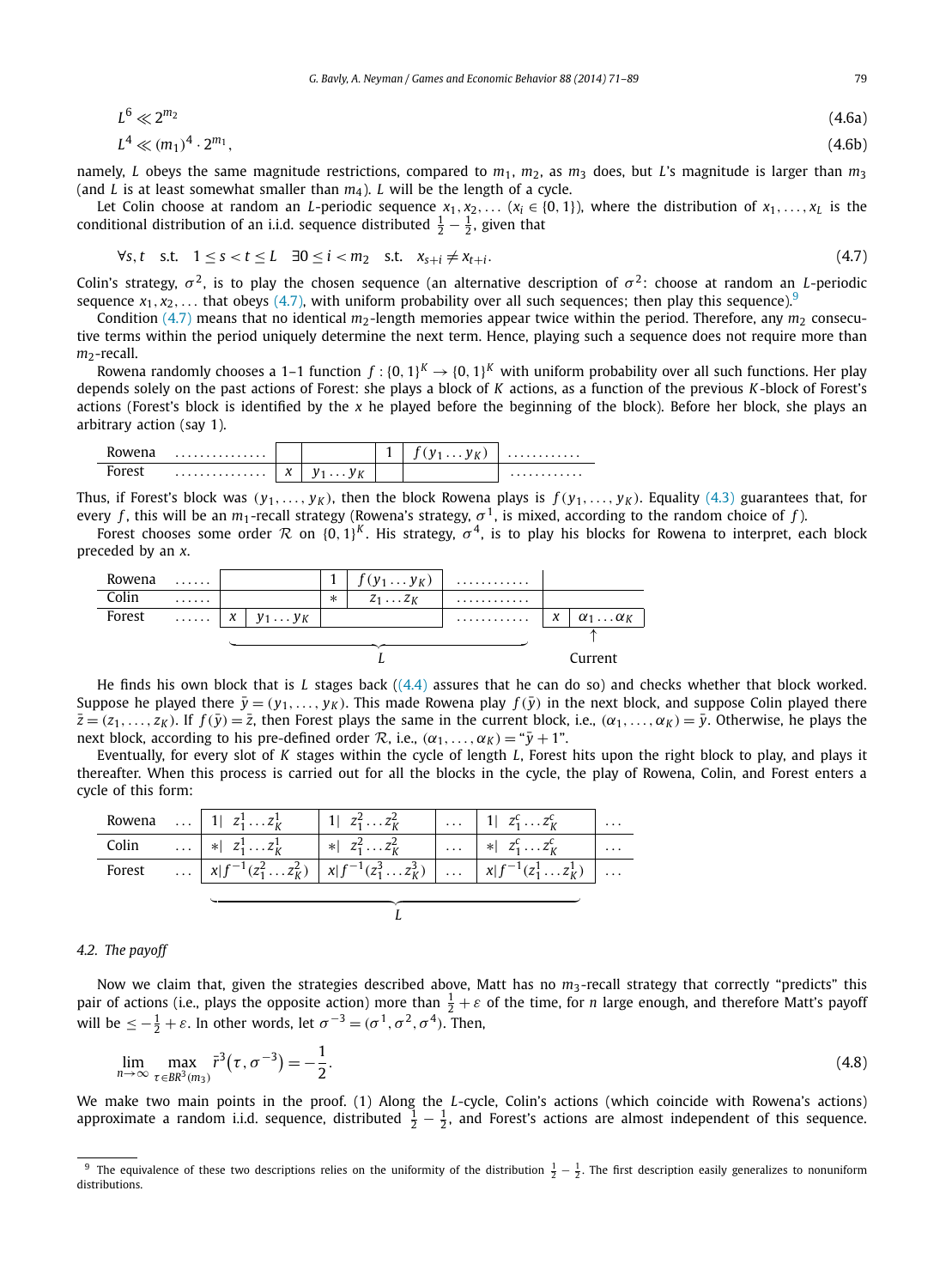$$L^6 \ll 2^{m_2} \tag{4.6a}$$

$$L^4 \ll (m_1)^4 \cdot 2^{m_1}, \tag{4.6b}$$

namely, $L$ obeys the same magnitude restrictions, compared to $m_1$, $m_2$, as $m_3$ does, but $L$'s magnitude is larger than $m_3$ (and $L$ is at least somewhat smaller than $m_4$). $L$ will be the length of a cycle.

Let Colin choose at random an $L$-periodic sequence $x_1, x_2, \ldots$ ($x_i \in \{0,1\}$), where the distribution of $x_1, \ldots, x_L$ is the conditional distribution of an i.i.d. sequence distributed $\frac{1}{2} - \frac{1}{2}$, given that

$$\forall s, t \quad \text{s.t.} \quad 1 \le s < t \le L \quad \exists 0 \le i < m_2 \quad \text{s.t.} \quad x_{s+i} \ne x_{t+i}. \tag{4.7}$$

Colin's strategy, $\sigma^2$, is to play the chosen sequence (an alternative description of $\sigma^2$: choose at random an $L$-periodic sequence $x_1, x_2, \ldots$ that obeys (4.7), with uniform probability over all such sequences; then play this sequence).[9]

Condition (4.7) means that no identical $m_2$-length memories appear twice within the period. Therefore, any $m_2$ consecutive terms within the period uniquely determine the next term. Hence, playing such a sequence does not require more than $m_2$-recall.

Rowena randomly chooses a 1–1 function $f : \{0,1\}^K \to \{0,1\}^K$ with uniform probability over all such functions. Her play depends solely on the past actions of Forest: she plays a block of $K$ actions, as a function of the previous $K$-block of Forest's actions (Forest's block is identified by the $x$ he played before the beginning of the block). Before her block, she plays an arbitrary action (say 1).

| Rowena | ............... | | | 1 | $f(y_1 \ldots y_K)$ | ........... |
|---|---|---|---|---|---|---|
| Forest | ............... | $x$ | $y_1 \ldots y_K$ | | | ........... |

Thus, if Forest's block was $(y_1, \ldots, y_K)$, then the block Rowena plays is $f(y_1, \ldots, y_K)$. Equality (4.3) guarantees that, for every $f$, this will be an $m_1$-recall strategy (Rowena's strategy, $\sigma^1$, is mixed, according to the random choice of $f$).

Forest chooses some order $\mathcal{R}$ on $\{0,1\}^K$. His strategy, $\sigma^4$, is to play his blocks for Rowena to interpret, each block preceded by an $x$.

| Rowena | ...... | | | 1 | $f(y_1 \ldots y_K)$ | ........... | | |
|---|---|---|---|---|---|---|---|---|
| Colin | ...... | | | $*$ | $z_1 \ldots z_K$ | ........... | | |
| Forest | ...... | $x$ | $y_1 \ldots y_K$ | | | ........... | $x$ | $\alpha_1 \ldots \alpha_K$ |
| | | $L$ | | | | | Current | |

He finds his own block that is $L$ stages back ((4.4) assures that he can do so) and checks whether that block worked. Suppose he played there $\bar{y} = (y_1, \ldots, y_K)$. This made Rowena play $f(\bar{y})$ in the next block, and suppose Colin played there $\bar{z} = (z_1, \ldots, z_K)$. If $f(\bar{y}) = \bar{z}$, then Forest plays the same in the current block, i.e., $(\alpha_1, \ldots, \alpha_K) = \bar{y}$. Otherwise, he plays the next block, according to his pre-defined order $\mathcal{R}$, i.e., $(\alpha_1, \ldots, \alpha_K) =$ "$\bar{y} + 1$".

Eventually, for every slot of $K$ stages within the cycle of length $L$, Forest hits upon the right block to play, and plays it thereafter. When this process is carried out for all the blocks in the cycle, the play of Rowena, Colin, and Forest enters a cycle of this form:

| Rowena | ... | $1\vert\ z_1^1 \ldots z_K^1$ | $1\vert\ z_1^2 \ldots z_K^2$ | ... | $1\vert\ z_1^c \ldots z_K^c$ | ... |
|---|---|---|---|---|---|---|
| Colin | ... | $*\vert\ z_1^1 \ldots z_K^1$ | $*\vert\ z_1^2 \ldots z_K^2$ | ... | $*\vert\ z_1^c \ldots z_K^c$ | ... |
| Forest | ... | $x\vert f^{-1}(z_1^2 \ldots z_K^2)$ | $x\vert f^{-1}(z_1^3 \ldots z_K^3)$ | ... | $x\vert f^{-1}(z_1^1 \ldots z_K^1)$ | ... |
| | | $L$ | | | | |

### 4.2. The payoff

Now we claim that, given the strategies described above, Matt has no $m_3$-recall strategy that correctly "predicts" this pair of actions (i.e., plays the opposite action) more than $\frac{1}{2} + \varepsilon$ of the time, for $n$ large enough, and therefore Matt's payoff will be $\le -\frac{1}{2} + \varepsilon$. In other words, let $\sigma^{-3} = (\sigma^1, \sigma^2, \sigma^4)$. Then,

$$\lim_{n \to \infty} \max_{\tau \in BR^3(m_3)} \bar{r}^3(\tau, \sigma^{-3}) = -\frac{1}{2}. \tag{4.8}$$

We make two main points in the proof. (1) Along the $L$-cycle, Colin's actions (which coincide with Rowena's actions) approximate a random i.i.d. sequence, distributed $\frac{1}{2} - \frac{1}{2}$, and Forest's actions are almost independent of this sequence.

[9] The equivalence of these two descriptions relies on the uniformity of the distribution $\frac{1}{2} - \frac{1}{2}$. The first description easily generalizes to nonuniform distributions.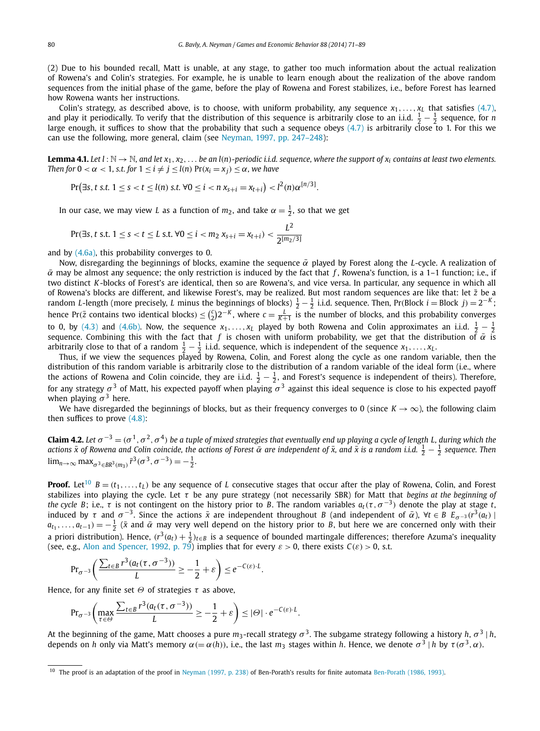(2) Due to his bounded recall, Matt is unable, at any stage, to gather too much information about the actual realization of Rowena's and Colin's strategies. For example, he is unable to learn enough about the realization of the above random sequences from the initial phase of the game, before the play of Rowena and Forest stabilizes, i.e., before Forest has learned how Rowena wants her instructions.

Colin's strategy, as described above, is to choose, with uniform probability, any sequence $x_1, \ldots, x_L$ that satisfies (4.7), and play it periodically. To verify that the distribution of this sequence is arbitrarily close to an i.i.d. $\frac{1}{2} - \frac{1}{2}$ sequence, for $n$ large enough, it suffices to show that the probability that such a sequence obeys (4.7) is arbitrarily close to 1. For this we can use the following, more general, claim (see Neyman, 1997, pp. 247–248):

**Lemma 4.1.** *Let $l : \mathbb{N} \to \mathbb{N}$, and let $x_1, x_2, \ldots$ be an $l(n)$-periodic i.i.d. sequence, where the support of $x_i$ contains at least two elements. Then for $0 < \alpha < 1$, s.t. for $1 \leq i \neq j \leq l(n)$ $\Pr(x_i = x_j) \leq \alpha$, we have*

$$\Pr\big(\exists s, t \text{ s.t. } 1 \leq s < t \leq l(n) \text{ s.t. } \forall 0 \leq i < n \; x_{s+i} = x_{t+i}\big) < l^2(n)\alpha^{[n/3]}.$$

In our case, we may view $L$ as a function of $m_2$, and take $\alpha = \frac{1}{2}$, so that we get

$$\Pr(\exists s, t \text{ s.t. } 1 \leq s < t \leq L \text{ s.t. } \forall 0 \leq i < m_2 \; x_{s+i} = x_{t+i}) < \frac{L^2}{2^{[m_2/3]}}$$

and by (4.6a), this probability converges to 0.

Now, disregarding the beginnings of blocks, examine the sequence $\bar{\alpha}$ played by Forest along the $L$-cycle. A realization of $\bar{\alpha}$ may be almost any sequence; the only restriction is induced by the fact that $f$, Rowena's function, is a 1–1 function; i.e., if two distinct $K$-blocks of Forest's are identical, then so are Rowena's, and vice versa. In particular, any sequence in which all of Rowena's blocks are different, and likewise Forest's, may be realized. But most random sequences are like that: let $\bar{z}$ be a random $L$-length (more precisely, $L$ minus the beginnings of blocks) $\frac{1}{2} - \frac{1}{2}$ i.i.d. sequence. Then, Pr(Block $i$ = Block $j$) $= 2^{-K}$; hence $\Pr(\bar{z}$ contains two identical blocks$) \leq \binom{c}{2} 2^{-K}$, where $c = \frac{L}{K+1}$ is the number of blocks, and this probability converges to 0, by (4.3) and (4.6b). Now, the sequence $x_1, \ldots, x_L$ played by both Rowena and Colin approximates an i.i.d. $\frac{1}{2} - \frac{1}{2}$ sequence. Combining this with the fact that $f$ is chosen with uniform probability, we get that the distribution of $\bar{\alpha}$ is arbitrarily close to that of a random $\frac{1}{2} - \frac{1}{2}$ i.i.d. sequence, which is independent of the sequence $x_1, \ldots, x_L$.

Thus, if we view the sequences played by Rowena, Colin, and Forest along the cycle as one random variable, then the distribution of this random variable is arbitrarily close to the distribution of a random variable of the ideal form (i.e., where the actions of Rowena and Colin coincide, they are i.i.d. $\frac{1}{2} - \frac{1}{2}$, and Forest's sequence is independent of theirs). Therefore, for any strategy $\sigma^3$ of Matt, his expected payoff when playing $\sigma^3$ against this ideal sequence is close to his expected payoff when playing $\sigma^3$ here.

We have disregarded the beginnings of blocks, but as their frequency converges to 0 (since $K \to \infty$), the following claim then suffices to prove (4.8):

**Claim 4.2.** *Let $\sigma^{-3} = (\sigma^1, \sigma^2, \sigma^4)$ be a tuple of mixed strategies that eventually end up playing a cycle of length $L$, during which the actions $\bar{x}$ of Rowena and Colin coincide, the actions of Forest $\bar{\alpha}$ are independent of $\bar{x}$, and $\bar{x}$ is a random i.i.d. $\frac{1}{2} - \frac{1}{2}$ sequence. Then $\lim_{n \to \infty} \max_{\sigma^3 \in BR^3(m_3)} \bar{r}^3(\sigma^3, \sigma^{-3}) = -\frac{1}{2}$.*

**Proof.** Let[10] $B = (t_1, \ldots, t_L)$ be any sequence of $L$ consecutive stages that occur after the play of Rowena, Colin, and Forest stabilizes into playing the cycle. Let $\tau$ be any pure strategy (not necessarily SBR) for Matt that *begins at the beginning of the cycle $B$*; i.e., $\tau$ is not contingent on the history prior to $B$. The random variables $a_t(\tau, \sigma^{-3})$ denote the play at stage $t$, induced by $\tau$ and $\sigma^{-3}$. Since the actions $\bar{x}$ are independent throughout $B$ (and independent of $\bar{\alpha}$), $\forall t \in B$ $E_{\sigma^{-3}}(r^3(a_t) \mid a_{t_1}, \ldots, a_{t-1}) = -\frac{1}{2}$ ($\bar{x}$ and $\bar{\alpha}$ may very well depend on the history prior to $B$, but here we are concerned only with their a priori distribution). Hence, $(r^3(a_t) + \frac{1}{2})_{t \in B}$ is a sequence of bounded martingale differences; therefore Azuma's inequality (see, e.g., Alon and Spencer, 1992, p. 79) implies that for every $\varepsilon > 0$, there exists $C(\varepsilon) > 0$, s.t.

$$\Pr_{\sigma^{-3}}\left(\frac{\sum_{t \in B} r^3(a_t(\tau, \sigma^{-3}))}{L} \geq -\frac{1}{2} + \varepsilon\right) \leq e^{-C(\varepsilon) \cdot L}.$$

Hence, for any finite set $\Theta$ of strategies $\tau$ as above,

$$\Pr_{\sigma^{-3}}\left(\max_{\tau \in \Theta} \frac{\sum_{t \in B} r^3(a_t(\tau, \sigma^{-3}))}{L} \geq -\frac{1}{2} + \varepsilon\right) \leq |\Theta| \cdot e^{-C(\varepsilon) \cdot L}.$$

At the beginning of the game, Matt chooses a pure $m_3$-recall strategy $\sigma^3$. The subgame strategy following a history $h$, $\sigma^3 \mid h$, depends on $h$ only via Matt's memory $\alpha (= \alpha(h))$, i.e., the last $m_3$ stages within $h$. Hence, we denote $\sigma^3 \mid h$ by $\tau(\sigma^3, \alpha)$.

---

[10] The proof is an adaptation of the proof in Neyman (1997, p. 238) of Ben-Porath's results for finite automata Ben-Porath (1986, 1993).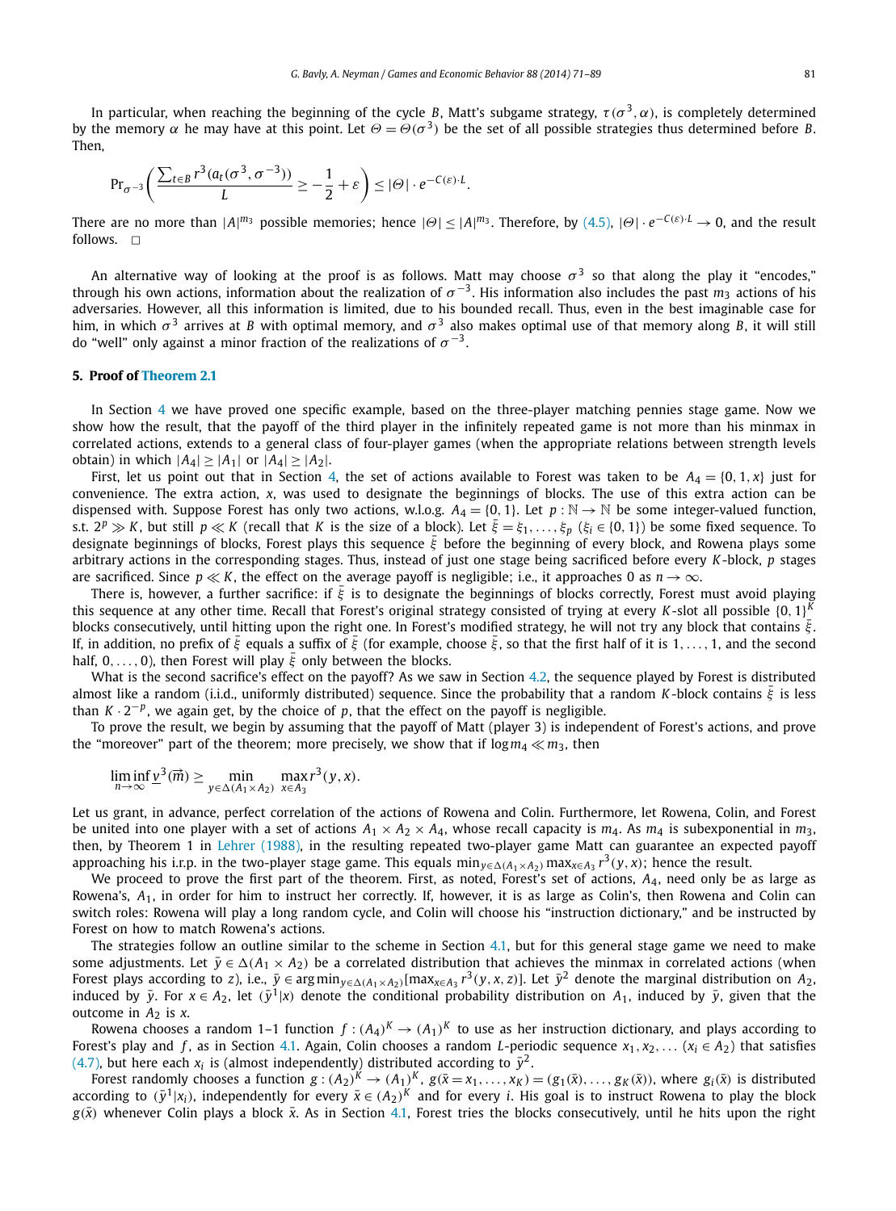In particular, when reaching the beginning of the cycle $B$, Matt's subgame strategy, $\tau(\sigma^3, \alpha)$, is completely determined by the memory $\alpha$ he may have at this point. Let $\Theta = \Theta(\sigma^3)$ be the set of all possible strategies thus determined before $B$. Then,

$$\Pr_{\sigma^{-3}}\left(\frac{\sum_{t\in B} r^3(a_t(\sigma^3, \sigma^{-3}))}{L} \geq -\frac{1}{2} + \varepsilon\right) \leq |\Theta| \cdot e^{-C(\varepsilon)\cdot L}.$$

There are no more than $|A|^{m_3}$ possible memories; hence $|\Theta| \leq |A|^{m_3}$. Therefore, by (4.5), $|\Theta| \cdot e^{-C(\varepsilon)\cdot L} \to 0$, and the result follows. $\square$

An alternative way of looking at the proof is as follows. Matt may choose $\sigma^3$ so that along the play it "encodes," through his own actions, information about the realization of $\sigma^{-3}$. His information also includes the past $m_3$ actions of his adversaries. However, all this information is limited, due to his bounded recall. Thus, even in the best imaginable case for him, in which $\sigma^3$ arrives at $B$ with optimal memory, and $\sigma^3$ also makes optimal use of that memory along $B$, it will still do "well" only against a minor fraction of the realizations of $\sigma^{-3}$.

## 5. Proof of Theorem 2.1

In Section 4 we have proved one specific example, based on the three-player matching pennies stage game. Now we show how the result, that the payoff of the third player in the infinitely repeated game is not more than his minmax in correlated actions, extends to a general class of four-player games (when the appropriate relations between strength levels obtain) in which $|A_4| \geq |A_1|$ or $|A_4| \geq |A_2|$.

First, let us point out that in Section 4, the set of actions available to Forest was taken to be $A_4 = \{0, 1, x\}$ just for convenience. The extra action, $x$, was used to designate the beginnings of blocks. The use of this extra action can be dispensed with. Suppose Forest has only two actions, w.l.o.g. $A_4 = \{0, 1\}$. Let $p : \mathbb{N} \to \mathbb{N}$ be some integer-valued function, s.t. $2^p \gg K$, but still $p \ll K$ (recall that $K$ is the size of a block). Let $\bar{\xi} = \xi_1, \ldots, \xi_p$ ($\xi_i \in \{0, 1\}$) be some fixed sequence. To designate beginnings of blocks, Forest plays this sequence $\bar{\xi}$ before the beginning of every block, and Rowena plays some arbitrary actions in the corresponding stages. Thus, instead of just one stage being sacrificed before every $K$-block, $p$ stages are sacrificed. Since $p \ll K$, the effect on the average payoff is negligible; i.e., it approaches 0 as $n \to \infty$.

There is, however, a further sacrifice: if $\bar{\xi}$ is to designate the beginnings of blocks correctly, Forest must avoid playing this sequence at any other time. Recall that Forest's original strategy consisted of trying at every $K$-slot all possible $\{0, 1\}^K$ blocks consecutively, until hitting upon the right one. In Forest's modified strategy, he will not try any block that contains $\bar{\xi}$. If, in addition, no prefix of $\bar{\xi}$ equals a suffix of $\bar{\xi}$ (for example, choose $\bar{\xi}$, so that the first half of it is $1, \ldots, 1$, and the second half, $0, \ldots, 0$), then Forest will play $\bar{\xi}$ only between the blocks.

What is the second sacrifice's effect on the payoff? As we saw in Section 4.2, the sequence played by Forest is distributed almost like a random (i.i.d., uniformly distributed) sequence. Since the probability that a random $K$-block contains $\bar{\xi}$ is less than $K \cdot 2^{-p}$, we again get, by the choice of $p$, that the effect on the payoff is negligible.

To prove the result, we begin by assuming that the payoff of Matt (player 3) is independent of Forest's actions, and prove the "moreover" part of the theorem; more precisely, we show that if $\log m_4 \ll m_3$, then

$$\liminf_{n\to\infty} \underline{v}^3(\vec{m}) \geq \min_{y\in\Delta(A_1\times A_2)} \max_{x\in A_3} r^3(y, x).$$

Let us grant, in advance, perfect correlation of the actions of Rowena and Colin. Furthermore, let Rowena, Colin, and Forest be united into one player with a set of actions $A_1 \times A_2 \times A_4$, whose recall capacity is $m_4$. As $m_4$ is subexponential in $m_3$, then, by Theorem 1 in Lehrer (1988), in the resulting repeated two-player game Matt can guarantee an expected payoff approaching his i.r.p. in the two-player stage game. This equals $\min_{y\in\Delta(A_1\times A_2)} \max_{x\in A_3} r^3(y, x)$; hence the result.

We proceed to prove the first part of the theorem. First, as noted, Forest's set of actions, $A_4$, need only be as large as Rowena's, $A_1$, in order for him to instruct her correctly. If, however, it is as large as Colin's, then Rowena and Colin can switch roles: Rowena will play a long random cycle, and Colin will choose his "instruction dictionary," and be instructed by Forest on how to match Rowena's actions.

The strategies follow an outline similar to the scheme in Section 4.1, but for this general stage game we need to make some adjustments. Let $\bar{y} \in \Delta(A_1 \times A_2)$ be a correlated distribution that achieves the minmax in correlated actions (when Forest plays according to $z$), i.e., $\bar{y} \in \arg\min_{y\in\Delta(A_1\times A_2)}[\max_{x\in A_3} r^3(y, x, z)]$. Let $\bar{y}^2$ denote the marginal distribution on $A_2$, induced by $\bar{y}$. For $x \in A_2$, let $(\bar{y}^1|x)$ denote the conditional probability distribution on $A_1$, induced by $\bar{y}$, given that the outcome in $A_2$ is $x$.

Rowena chooses a random 1–1 function $f : (A_4)^K \to (A_1)^K$ to use as her instruction dictionary, and plays according to Forest's play and $f$, as in Section 4.1. Again, Colin chooses a random $L$-periodic sequence $x_1, x_2, \ldots$ ($x_i \in A_2$) that satisfies (4.7), but here each $x_i$ is (almost independently) distributed according to $\bar{y}^2$.

Forest randomly chooses a function $g : (A_2)^K \to (A_1)^K$, $g(\bar{x} = x_1, \ldots, x_K) = (g_1(\bar{x}), \ldots, g_K(\bar{x}))$, where $g_i(\bar{x})$ is distributed according to $(\bar{y}^1|x_i)$, independently for every $\bar{x} \in (A_2)^K$ and for every $i$. His goal is to instruct Rowena to play the block $g(\bar{x})$ whenever Colin plays a block $\bar{x}$. As in Section 4.1, Forest tries the blocks consecutively, until he hits upon the right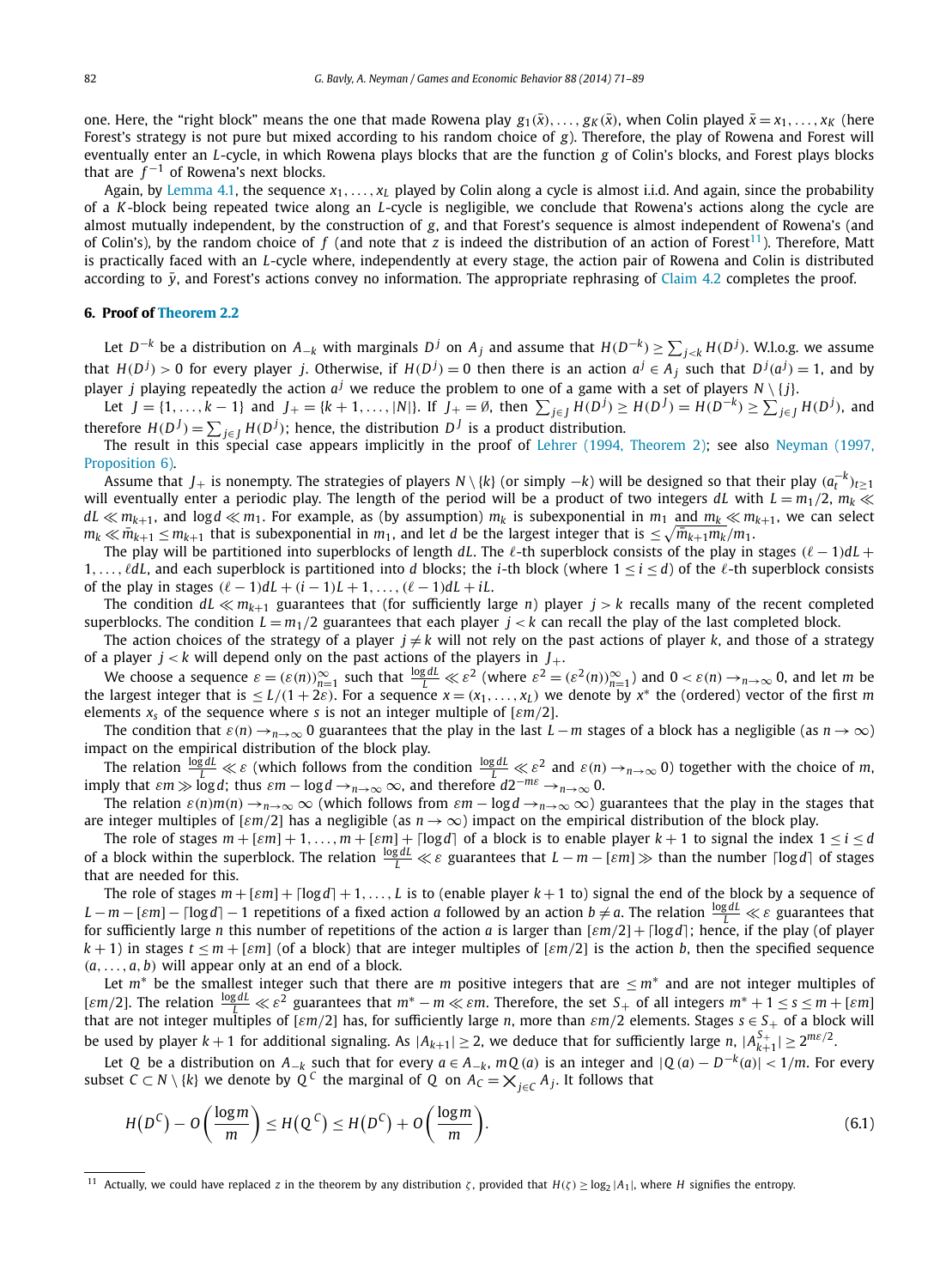one. Here, the "right block" means the one that made Rowena play $g_1(\bar{x}), \ldots, g_K(\bar{x})$, when Colin played $\bar{x} = x_1, \ldots, x_K$ (here Forest's strategy is not pure but mixed according to his random choice of $g$). Therefore, the play of Rowena and Forest will eventually enter an $L$-cycle, in which Rowena plays blocks that are the function $g$ of Colin's blocks, and Forest plays blocks that are $f^{-1}$ of Rowena's next blocks.

Again, by Lemma 4.1, the sequence $x_1, \ldots, x_L$ played by Colin along a cycle is almost i.i.d. And again, since the probability of a $K$-block being repeated twice along an $L$-cycle is negligible, we conclude that Rowena's actions along the cycle are almost mutually independent, by the construction of $g$, and that Forest's sequence is almost independent of Rowena's (and of Colin's), by the random choice of $f$ (and note that $z$ is indeed the distribution of an action of Forest[11]). Therefore, Matt is practically faced with an $L$-cycle where, independently at every stage, the action pair of Rowena and Colin is distributed according to $\bar{y}$, and Forest's actions convey no information. The appropriate rephrasing of Claim 4.2 completes the proof.

## 6. Proof of Theorem 2.2

Let $D^{-k}$ be a distribution on $A_{-k}$ with marginals $D^j$ on $A_j$ and assume that $H(D^{-k}) \geq \sum_{j<k} H(D^j)$. W.l.o.g. we assume that $H(D^j) > 0$ for every player $j$. Otherwise, if $H(D^j) = 0$ then there is an action $a^j \in A_j$ such that $D^j(a^j) = 1$, and by player $j$ playing repeatedly the action $a^j$ we reduce the problem to one of a game with a set of players $N \setminus \{j\}$.

Let $J = \{1, \ldots, k-1\}$ and $J_+ = \{k+1, \ldots, |N|\}$. If $J_+ = \emptyset$, then $\sum_{j \in J} H(D^j) \geq H(D^J) = H(D^{-k}) \geq \sum_{j \in J} H(D^j)$, and therefore $H(D^J) = \sum_{j \in J} H(D^j)$; hence, the distribution $D^J$ is a product distribution.

The result in this special case appears implicitly in the proof of Lehrer (1994, Theorem 2); see also Neyman (1997, Proposition 6).

Assume that $J_+$ is nonempty. The strategies of players $N \setminus \{k\}$ (or simply $-k$) will be designed so that their play $(a_t^{-k})_{t \geq 1}$ will eventually enter a periodic play. The length of the period will be a product of two integers $dL$ with $L = m_1/2$, $m_k \ll dL \ll m_{k+1}$, and $\log d \ll m_1$. For example, as (by assumption) $m_k$ is subexponential in $m_1$ and $m_k \ll m_{k+1}$, we can select $m_k \ll \bar{m}_{k+1} \leq m_{k+1}$ that is subexponential in $m_1$, and let $d$ be the largest integer that is $\leq \sqrt{\bar{m}_{k+1} m_k}/m_1$.

The play will be partitioned into superblocks of length $dL$. The $\ell$-th superblock consists of the play in stages $(\ell-1)dL + 1, \ldots, \ell dL$, and each superblock is partitioned into $d$ blocks; the $i$-th block (where $1 \leq i \leq d$) of the $\ell$-th superblock consists of the play in stages $(\ell-1)dL + (i-1)L + 1, \ldots, (\ell-1)dL + iL$.

The condition $dL \ll m_{k+1}$ guarantees that (for sufficiently large $n$) player $j > k$ recalls many of the recent completed superblocks. The condition $L = m_1/2$ guarantees that each player $j < k$ can recall the play of the last completed block.

The action choices of the strategy of a player $j \neq k$ will not rely on the past actions of player $k$, and those of a strategy of a player $j < k$ will depend only on the past actions of the players in $J_+$.

We choose a sequence $\varepsilon = (\varepsilon(n))_{n=1}^{\infty}$ such that $\frac{\log dL}{L} \ll \varepsilon^2$ (where $\varepsilon^2 = (\varepsilon^2(n))_{n=1}^{\infty}$) and $0 < \varepsilon(n) \to_{n\to\infty} 0$, and let $m$ be the largest integer that is $\leq L/(1+2\varepsilon)$. For a sequence $x = (x_1, \ldots, x_L)$ we denote by $x^*$ the (ordered) vector of the first $m$ elements $x_s$ of the sequence where $s$ is not an integer multiple of $[\varepsilon m/2]$.

The condition that $\varepsilon(n) \to_{n\to\infty} 0$ guarantees that the play in the last $L - m$ stages of a block has a negligible (as $n \to \infty$) impact on the empirical distribution of the block play.

The relation $\frac{\log dL}{L} \ll \varepsilon$ (which follows from the condition $\frac{\log dL}{L} \ll \varepsilon^2$ and $\varepsilon(n) \to_{n\to\infty} 0$) together with the choice of $m$, imply that $\varepsilon m \gg \log d$; thus $\varepsilon m - \log d \to_{n\to\infty} \infty$, and therefore $d 2^{-m\varepsilon} \to_{n\to\infty} 0$.

The relation $\varepsilon(n)m(n) \to_{n\to\infty} \infty$ (which follows from $\varepsilon m - \log d \to_{n\to\infty} \infty$) guarantees that the play in the stages that are integer multiples of $[\varepsilon m/2]$ has a negligible (as $n \to \infty$) impact on the empirical distribution of the block play.

The role of stages $m + [\varepsilon m] + 1, \ldots, m + [\varepsilon m] + \lceil \log d \rceil$ of a block is to enable player $k+1$ to signal the index $1 \leq i \leq d$ of a block within the superblock. The relation $\frac{\log dL}{L} \ll \varepsilon$ guarantees that $L - m - [\varepsilon m] \gg$ than the number $\lceil \log d \rceil$ of stages that are needed for this.

The role of stages $m + [\varepsilon m] + \lceil \log d \rceil + 1, \ldots, L$ is to (enable player $k+1$ to) signal the end of the block by a sequence of $L - m - [\varepsilon m] - \lceil \log d \rceil - 1$ repetitions of a fixed action $a$ followed by an action $b \neq a$. The relation $\frac{\log dL}{L} \ll \varepsilon$ guarantees that for sufficiently large $n$ this number of repetitions of the action $a$ is larger than $[\varepsilon m/2] + \lceil \log d \rceil$; hence, if the play (of player $k+1$) in stages $t \leq m + [\varepsilon m]$ (of a block) that are integer multiples of $[\varepsilon m/2]$ is the action $b$, then the specified sequence $(a, \ldots, a, b)$ will appear only at an end of a block.

Let $m^*$ be the smallest integer such that there are $m$ positive integers that are $\leq m^*$ and are not integer multiples of $[\varepsilon m/2]$. The relation $\frac{\log dL}{L} \ll \varepsilon^2$ guarantees that $m^* - m \ll \varepsilon m$. Therefore, the set $S_+$ of all integers $m^* + 1 \leq s \leq m + [\varepsilon m]$ that are not integer multiples of $[\varepsilon m/2]$ has, for sufficiently large $n$, more than $\varepsilon m/2$ elements. Stages $s \in S_+$ of a block will be used by player $k+1$ for additional signaling. As $|A_{k+1}| \geq 2$, we deduce that for sufficiently large $n$, $|A_{k+1}^{S_+}| \geq 2^{m\varepsilon/2}$.

Let $Q$ be a distribution on $A_{-k}$ such that for every $a \in A_{-k}$, $mQ(a)$ is an integer and $|Q(a) - D^{-k}(a)| < 1/m$. For every subset $C \subset N \setminus \{k\}$ we denote by $Q^C$ the marginal of $Q$ on $A_C = \times_{j \in C} A_j$. It follows that

$$H(D^C) - O\left(\frac{\log m}{m}\right) \leq H(Q^C) \leq H(D^C) + O\left(\frac{\log m}{m}\right). \tag{6.1}$$

[11] Actually, we could have replaced $z$ in the theorem by any distribution $\zeta$, provided that $H(\zeta) \geq \log_2 |A_1|$, where $H$ signifies the entropy.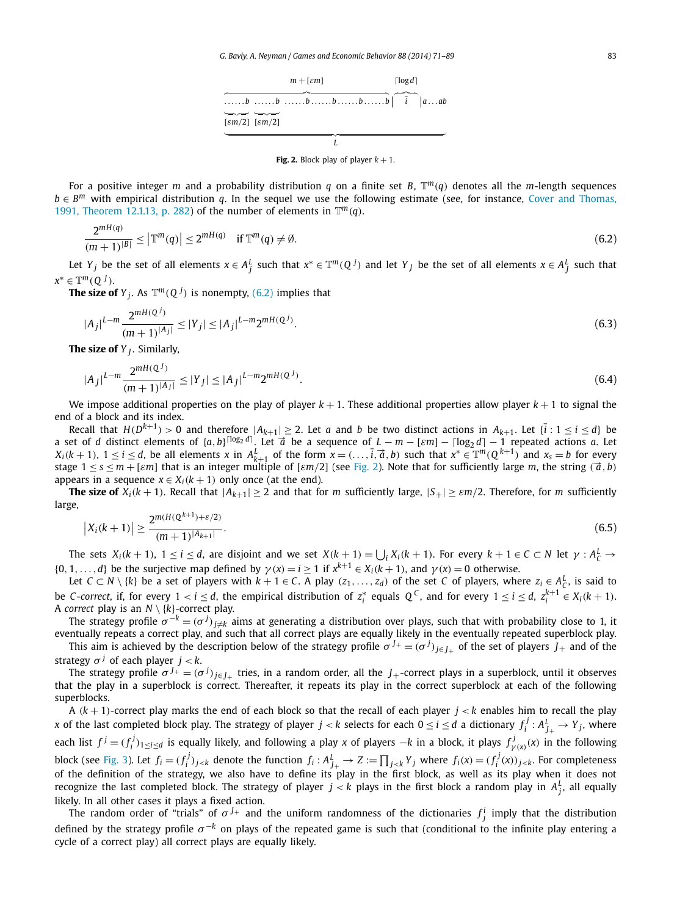$$\overbrace{\underbrace{\ldots\ldots b}_{[\varepsilon m/2]}\ \underbrace{\ldots\ldots b}_{[\varepsilon m/2]}\ \ldots\ldots b \ldots\ldots b \ldots\ldots b \ldots\ldots b}^{m+[\varepsilon m]} \Big|\ \overbrace{\vec{i}}^{\lceil \log d \rceil}\ \Big| a\ldots ab$$
$$\underbrace{\hspace{20em}}_{L}$$

**Fig. 2.** Block play of player $k+1$.

For a positive integer $m$ and a probability distribution $q$ on a finite set $B$, $\mathbb{T}^m(q)$ denotes all the $m$-length sequences $b \in B^m$ with empirical distribution $q$. In the sequel we use the following estimate (see, for instance, Cover and Thomas, 1991, Theorem 12.1.13, p. 282) of the number of elements in $\mathbb{T}^m(q)$.

$$\frac{2^{mH(q)}}{(m+1)^{|B|}} \le \left|\mathbb{T}^m(q)\right| \le 2^{mH(q)} \quad \text{if } \mathbb{T}^m(q) \ne \emptyset. \tag{6.2}$$

Let $Y_j$ be the set of all elements $x \in A_j^L$ such that $x^* \in \mathbb{T}^m(Q^j)$ and let $Y_J$ be the set of all elements $x \in A_J^L$ such that $x^* \in \mathbb{T}^m(Q^J)$.

**The size of** $Y_j$. As $\mathbb{T}^m(Q^j)$ is nonempty, (6.2) implies that

$$|A_j|^{L-m}\frac{2^{mH(Q^j)}}{(m+1)^{|A_j|}} \le |Y_j| \le |A_j|^{L-m}2^{mH(Q^j)}. \tag{6.3}$$

**The size of** $Y_J$. Similarly,

$$|A_J|^{L-m}\frac{2^{mH(Q^J)}}{(m+1)^{|A_J|}} \le |Y_J| \le |A_J|^{L-m}2^{mH(Q^J)}. \tag{6.4}$$

We impose additional properties on the play of player $k+1$. These additional properties allow player $k+1$ to signal the end of a block and its index.

Recall that $H(D^{k+1}) > 0$ and therefore $|A_{k+1}| \ge 2$. Let $a$ and $b$ be two distinct actions in $A_{k+1}$. Let $\{\vec{i} : 1 \le i \le d\}$ be a set of $d$ distinct elements of $\{a,b\}^{\lceil \log_2 d \rceil}$. Let $\vec{a}$ be a sequence of $L - m - [\varepsilon m] - \lceil \log_2 d \rceil - 1$ repeated actions $a$. Let $X_i(k+1)$, $1 \le i \le d$, be all elements $x$ in $A_{k+1}^L$ of the form $x = (\ldots, \vec{i}, \vec{a}, b)$ such that $x^* \in \mathbb{T}^m(Q^{k+1})$ and $x_s = b$ for every stage $1 \le s \le m + [\varepsilon m]$ that is an integer multiple of $[\varepsilon m/2]$ (see Fig. 2). Note that for sufficiently large $m$, the string $(\vec{a}, b)$ appears in a sequence $x \in X_i(k+1)$ only once (at the end).

**The size of** $X_i(k+1)$. Recall that $|A_{k+1}| \ge 2$ and that for $m$ sufficiently large, $|S_+| \ge \varepsilon m/2$. Therefore, for $m$ sufficiently large,

$$\left|X_i(k+1)\right| \ge \frac{2^{m(H(Q^{k+1})+\varepsilon/2)}}{(m+1)^{|A_{k+1}|}}. \tag{6.5}$$

The sets $X_i(k+1)$, $1 \le i \le d$, are disjoint and we set $X(k+1) = \bigcup_i X_i(k+1)$. For every $k+1 \in C \subset N$ let $\gamma : A_C^L \to \{0, 1, \ldots, d\}$ be the surjective map defined by $\gamma(x) = i \ge 1$ if $x^{k+1} \in X_i(k+1)$, and $\gamma(x) = 0$ otherwise.

Let $C \subset N \setminus \{k\}$ be a set of players with $k+1 \in C$. A play $(z_1, \ldots, z_d)$ of the set $C$ of players, where $z_i \in A_C^L$, is said to be *C-correct*, if, for every $1 < i \le d$, the empirical distribution of $z_i^*$ equals $Q^C$, and for every $1 \le i \le d$, $z_i^{k+1} \in X_i(k+1)$. A *correct* play is an $N \setminus \{k\}$-correct play.

The strategy profile $\sigma^{-k} = (\sigma^j)_{j \ne k}$ aims at generating a distribution over plays, such that with probability close to 1, it eventually repeats a correct play, and such that all correct plays are equally likely in the eventually repeated superblock play.

This aim is achieved by the description below of the strategy profile $\sigma^{J_+} = (\sigma^j)_{j \in J_+}$ of the set of players $J_+$ and of the strategy $\sigma^j$ of each player $j < k$.

The strategy profile $\sigma^{J_+} = (\sigma^j)_{j \in J_+}$ tries, in a random order, all the $J_+$-correct plays in a superblock, until it observes that the play in a superblock is correct. Thereafter, it repeats its play in the correct superblock at each of the following superblocks.

A $(k+1)$-correct play marks the end of each block so that the recall of each player $j < k$ enables him to recall the play $x$ of the last completed block play. The strategy of player $j < k$ selects for each $0 \le i \le d$ a dictionary $f_i^j : A_{J_+}^L \to Y_j$, where each list $f^j = (f_i^j)_{1 \le i \le d}$ is equally likely, and following a play $x$ of players $-k$ in a block, it plays $f_{\gamma(x)}^j(x)$ in the following block (see Fig. 3). Let $f_i = (f_i^j)_{j<k}$ denote the function $f_i : A_{J_+}^L \to Z := \prod_{j<k} Y_j$ where $f_i(x) = (f_i^j(x))_{j<k}$. For completeness of the definition of the strategy, we also have to define its play in the first block, as well as its play when it does not recognize the last completed block. The strategy of player $j < k$ plays in the first block a random play in $A_j^L$, all equally likely. In all other cases it plays a fixed action.

The random order of "trials" of $\sigma^{J_+}$ and the uniform randomness of the dictionaries $f_i^j$ imply that the distribution defined by the strategy profile $\sigma^{-k}$ on plays of the repeated game is such that (conditional to the infinite play entering a cycle of a correct play) all correct plays are equally likely.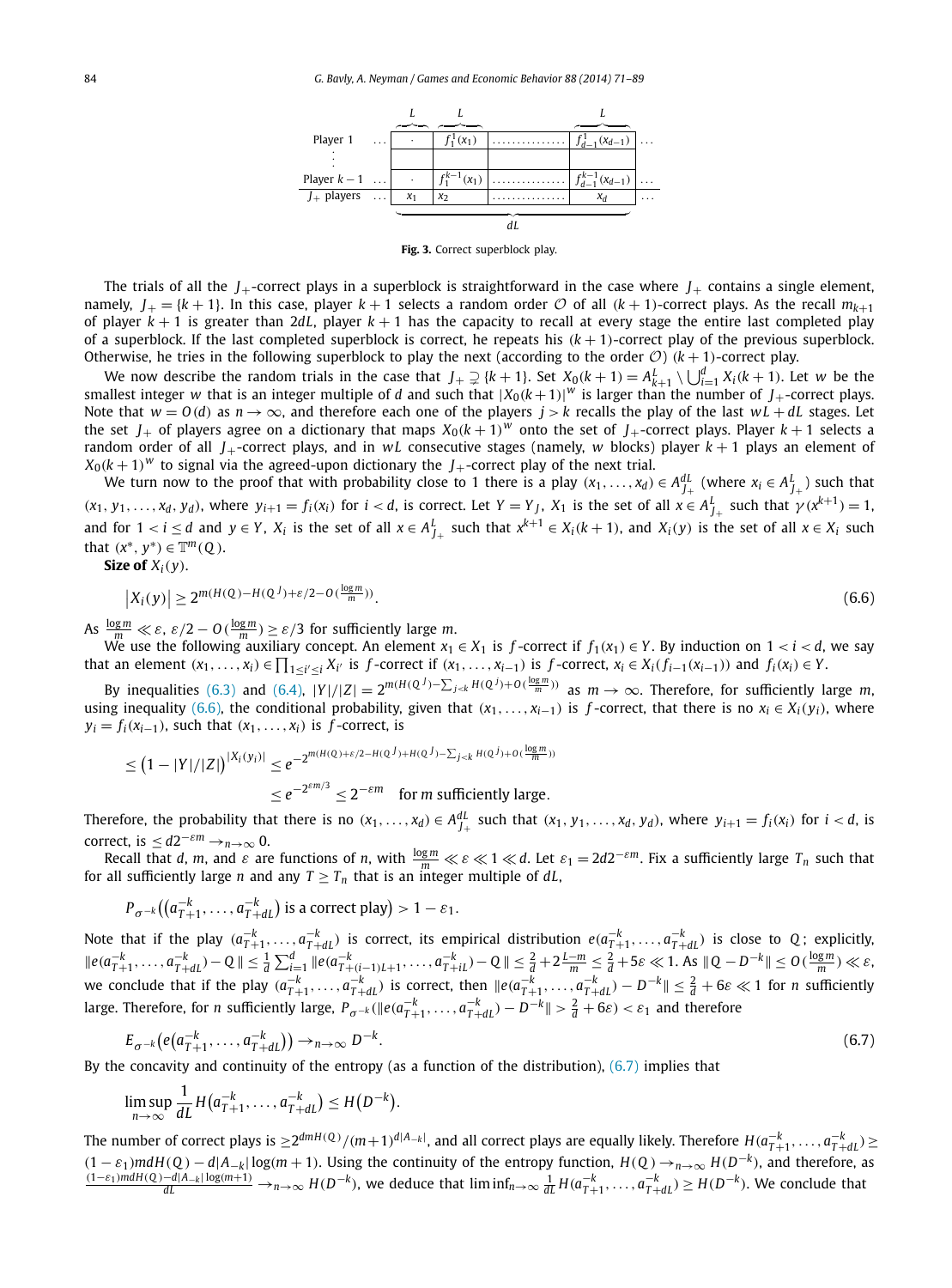| | | $L$ | $L$ | | $L$ | |
|---|---|---|---|---|---|---|
| Player 1 | … | $\cdot$ | $f_1^1(x_1)$ | ……………… | $f_{d-1}^1(x_{d-1})$ | … |
| ⋮ | | | | | | |
| Player $k-1$ | … | $\cdot$ | $f_1^{k-1}(x_1)$ | ……………… | $f_{d-1}^{k-1}(x_{d-1})$ | … |
| $J_+$ players | … | $x_1$ | $x_2$ | ……………… | $x_d$ | … |
| | | | | $dL$ | | |

**Fig. 3.** Correct superblock play.

The trials of all the $J_+$-correct plays in a superblock is straightforward in the case where $J_+$ contains a single element, namely, $J_+ = \{k+1\}$. In this case, player $k+1$ selects a random order $\mathcal{O}$ of all $(k+1)$-correct plays. As the recall $m_{k+1}$ of player $k+1$ is greater than $2dL$, player $k+1$ has the capacity to recall at every stage the entire last completed play of a superblock. If the last completed superblock is correct, he repeats his $(k+1)$-correct play of the previous superblock. Otherwise, he tries in the following superblock to play the next (according to the order $\mathcal{O}$) $(k+1)$-correct play.

We now describe the random trials in the case that $J_+ \supsetneq \{k+1\}$. Set $X_0(k+1) = A_{k+1}^L \setminus \bigcup_{i=1}^d X_i(k+1)$. Let $w$ be the smallest integer $w$ that is an integer multiple of $d$ and such that $|X_0(k+1)|^w$ is larger than the number of $J_+$-correct plays. Note that $w = O(d)$ as $n \to \infty$, and therefore each one of the players $j > k$ recalls the play of the last $wL + dL$ stages. Let the set $J_+$ of players agree on a dictionary that maps $X_0(k+1)^w$ onto the set of $J_+$-correct plays. Player $k+1$ selects a random order of all $J_+$-correct plays, and in $wL$ consecutive stages (namely, $w$ blocks) player $k+1$ plays an element of $X_0(k+1)^w$ to signal via the agreed-upon dictionary the $J_+$-correct play of the next trial.

We turn now to the proof that with probability close to 1 there is a play $(x_1, \ldots, x_d) \in A_{J_+}^{dL}$ (where $x_i \in A_{J_+}^L$) such that $(x_1, y_1, \ldots, x_d, y_d)$, where $y_{i+1} = f_i(x_i)$ for $i < d$, is correct. Let $Y = Y_J$, $X_1$ is the set of all $x \in A_{J_+}^L$ such that $\gamma(x^{k+1}) = 1$, and for $1 < i \le d$ and $y \in Y$, $X_i$ is the set of all $x \in A_{J_+}^L$ such that $x^{k+1} \in X_i(k+1)$, and $X_i(y)$ is the set of all $x \in X_i$ such that $(x^*, y^*) \in \mathbb{T}^m(Q)$.

**Size of** $X_i(y)$.

$$\left|X_i(y)\right| \ge 2^{m(H(Q) - H(Q^J) + \varepsilon/2 - O(\frac{\log m}{m}))}. \tag{6.6}$$

As $\frac{\log m}{m} \ll \varepsilon$, $\varepsilon/2 - O(\frac{\log m}{m}) \ge \varepsilon/3$ for sufficiently large $m$.

We use the following auxiliary concept. An element $x_1 \in X_1$ is $f$-correct if $f_1(x_1) \in Y$. By induction on $1 < i < d$, we say that an element $(x_1, \ldots, x_i) \in \prod_{1 \le i' \le i} X_{i'}$ is $f$-correct if $(x_1, \ldots, x_{i-1})$ is $f$-correct, $x_i \in X_i(f_{i-1}(x_{i-1}))$ and $f_i(x_i) \in Y$.

By inequalities (6.3) and (6.4), $|Y|/|Z| = 2^{m(H(Q^J) - \sum_{j<k} H(Q^j) + O(\frac{\log m}{m}))}$ as $m \to \infty$. Therefore, for sufficiently large $m$, using inequality (6.6), the conditional probability, given that $(x_1, \ldots, x_{i-1})$ is $f$-correct, that there is no $x_i \in X_i(y_i)$, where $y_i = f_i(x_{i-1})$, such that $(x_1, \ldots, x_i)$ is $f$-correct, is

$$\begin{aligned}
&\le \left(1 - |Y|/|Z|\right)^{|X_i(y_i)|} \le e^{-2^{m(H(Q) + \varepsilon/2 - H(Q^J) + H(Q^J) - \sum_{j<k} H(Q^j) + O(\frac{\log m}{m}))}} \\
&\le e^{-2^{\varepsilon m/3}} \le 2^{-\varepsilon m} \quad \text{for } m \text{ sufficiently large.}
\end{aligned}$$

Therefore, the probability that there is no $(x_1, \ldots, x_d) \in A_{J_+}^{dL}$ such that $(x_1, y_1, \ldots, x_d, y_d)$, where $y_{i+1} = f_i(x_i)$ for $i < d$, is correct, is $\le d2^{-\varepsilon m} \to_{n \to \infty} 0$.

Recall that $d$, $m$, and $\varepsilon$ are functions of $n$, with $\frac{\log m}{m} \ll \varepsilon \ll 1 \ll d$. Let $\varepsilon_1 = 2d2^{-\varepsilon m}$. Fix a sufficiently large $T_n$ such that for all sufficiently large $n$ and any $T \ge T_n$ that is an integer multiple of $dL$,

$$P_{\sigma^{-k}}\left(\left(a_{T+1}^{-k}, \ldots, a_{T+dL}^{-k}\right) \text{ is a correct play}\right) > 1 - \varepsilon_1.$$

Note that if the play $(a_{T+1}^{-k}, \ldots, a_{T+dL}^{-k})$ is correct, its empirical distribution $e(a_{T+1}^{-k}, \ldots, a_{T+dL}^{-k})$ is close to $Q$; explicitly, $\|e(a_{T+1}^{-k}, \ldots, a_{T+dL}^{-k}) - Q\| \le \frac{1}{d} \sum_{i=1}^d \|e(a_{T+(i-1)L+1}^{-k}, \ldots, a_{T+iL}^{-k}) - Q\| \le \frac{2}{d} + 2\frac{L-m}{m} \le \frac{2}{d} + 5\varepsilon \ll 1$. As $\|Q - D^{-k}\| \le O(\frac{\log m}{m}) \ll \varepsilon$, we conclude that if the play $(a_{T+1}^{-k}, \ldots, a_{T+dL}^{-k})$ is correct, then $\|e(a_{T+1}^{-k}, \ldots, a_{T+dL}^{-k}) - D^{-k}\| \le \frac{2}{d} + 6\varepsilon \ll 1$ for $n$ sufficiently large. Therefore, for $n$ sufficiently large, $P_{\sigma^{-k}}(\|e(a_{T+1}^{-k}, \ldots, a_{T+dL}^{-k}) - D^{-k}\| > \frac{2}{d} + 6\varepsilon) < \varepsilon_1$ and therefore

$$E_{\sigma^{-k}}\left(e\left(a_{T+1}^{-k}, \ldots, a_{T+dL}^{-k}\right)\right) \to_{n \to \infty} D^{-k}. \tag{6.7}$$

By the concavity and continuity of the entropy (as a function of the distribution), (6.7) implies that

$$\limsup_{n \to \infty} \frac{1}{dL} H\left(a_{T+1}^{-k}, \ldots, a_{T+dL}^{-k}\right) \le H\left(D^{-k}\right).$$

The number of correct plays is $\ge 2^{dmH(Q)}/(m+1)^{d|A_{-k}|}$, and all correct plays are equally likely. Therefore $H(a_{T+1}^{-k}, \ldots, a_{T+dL}^{-k}) \ge (1-\varepsilon_1)mdH(Q) - d|A_{-k}|\log(m+1)$. Using the continuity of the entropy function, $H(Q) \to_{n \to \infty} H(D^{-k})$, and therefore, as $\frac{(1-\varepsilon_1)mdH(Q) - d|A_{-k}|\log(m+1)}{dL} \to_{n \to \infty} H(D^{-k})$, we deduce that $\liminf_{n \to \infty} \frac{1}{dL} H(a_{T+1}^{-k}, \ldots, a_{T+dL}^{-k}) \ge H(D^{-k})$. We conclude that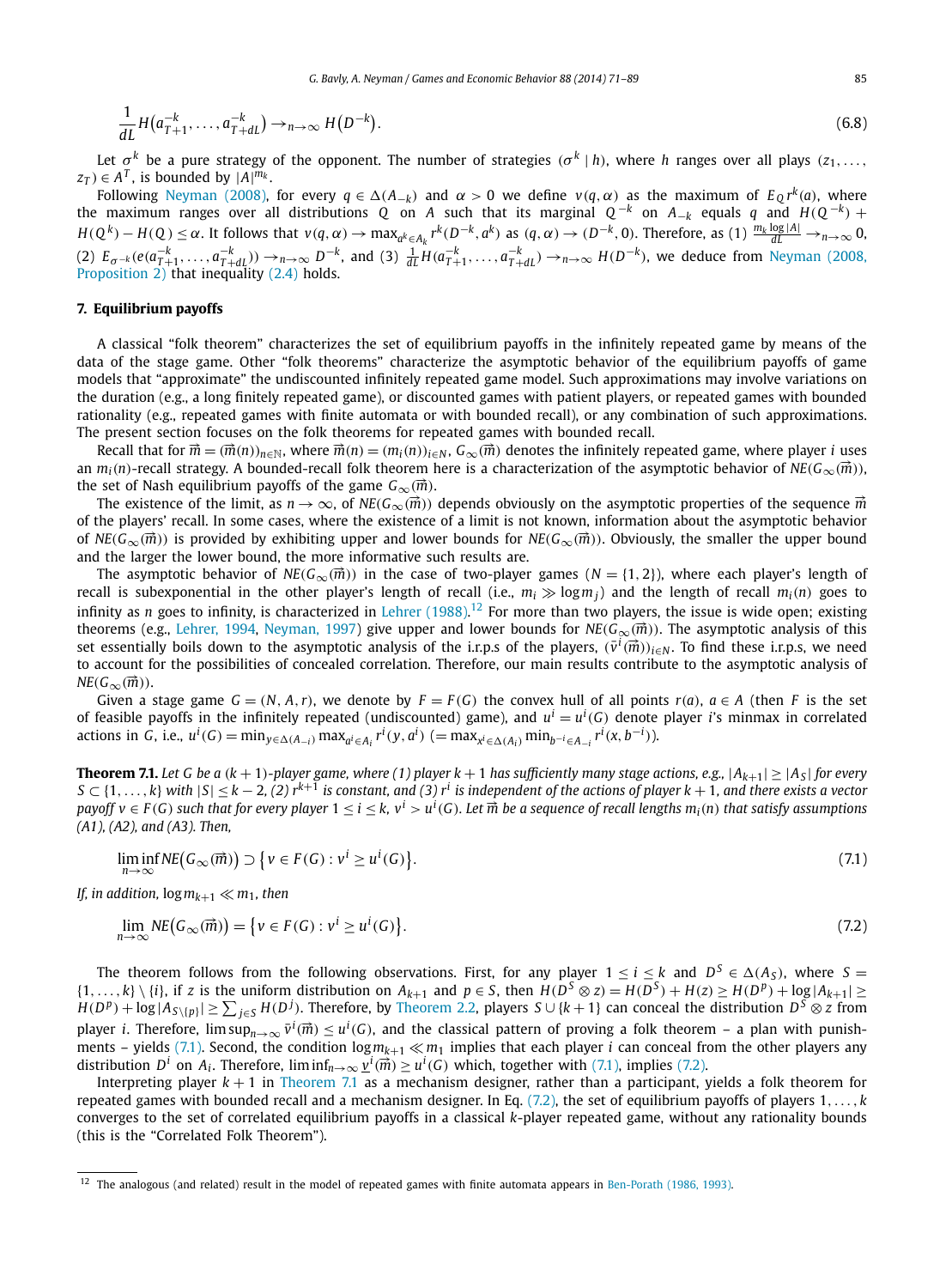$$\frac{1}{dL} H\left(a^{-k}_{T+1}, \dots, a^{-k}_{T+dL}\right) \to_{n\to\infty} H\left(D^{-k}\right). \tag{6.8}$$

Let $\sigma^k$ be a pure strategy of the opponent. The number of strategies $(\sigma^k \mid h)$, where $h$ ranges over all plays $(z_1, \dots, z_T) \in A^T$, is bounded by $|A|^{m_k}$.

Following Neyman (2008), for every $q \in \Delta(A_{-k})$ and $\alpha > 0$ we define $v(q, \alpha)$ as the maximum of $E_Q r^k(a)$, where the maximum ranges over all distributions $Q$ on $A$ such that its marginal $Q^{-k}$ on $A_{-k}$ equals $q$ and $H(Q^{-k}) + H(Q^k) - H(Q) \le \alpha$. It follows that $v(q, \alpha) \to \max_{a^k \in A_k} r^k(D^{-k}, a^k)$ as $(q, \alpha) \to (D^{-k}, 0)$. Therefore, as (1) $\frac{m_k \log |A|}{dL} \to_{n\to\infty} 0$, (2) $E_{\sigma^{-k}}(e(a^{-k}_{T+1}, \dots, a^{-k}_{T+dL})) \to_{n\to\infty} D^{-k}$, and (3) $\frac{1}{dL} H(a^{-k}_{T+1}, \dots, a^{-k}_{T+dL}) \to_{n\to\infty} H(D^{-k})$, we deduce from Neyman (2008, Proposition 2) that inequality (2.4) holds.

## 7. Equilibrium payoffs

A classical "folk theorem" characterizes the set of equilibrium payoffs in the infinitely repeated game by means of the data of the stage game. Other "folk theorems" characterize the asymptotic behavior of the equilibrium payoffs of game models that "approximate" the undiscounted infinitely repeated game model. Such approximations may involve variations on the duration (e.g., a long finitely repeated game), or discounted games with patient players, or repeated games with bounded rationality (e.g., repeated games with finite automata or with bounded recall), or any combination of such approximations. The present section focuses on the folk theorems for repeated games with bounded recall.

Recall that for $\vec{m} = (\vec{m}(n))_{n\in\mathbb{N}}$, where $\vec{m}(n) = (m_i(n))_{i\in N}$, $G_\infty(\vec{m})$ denotes the infinitely repeated game, where player $i$ uses an $m_i(n)$-recall strategy. A bounded-recall folk theorem here is a characterization of the asymptotic behavior of $NE(G_\infty(\vec{m}))$, the set of Nash equilibrium payoffs of the game $G_\infty(\vec{m})$.

The existence of the limit, as $n \to \infty$, of $NE(G_\infty(\vec{m}))$ depends obviously on the asymptotic properties of the sequence $\vec{m}$ of the players' recall. In some cases, where the existence of a limit is not known, information about the asymptotic behavior of $NE(G_\infty(\vec{m}))$ is provided by exhibiting upper and lower bounds for $NE(G_\infty(\vec{m}))$. Obviously, the smaller the upper bound and the larger the lower bound, the more informative such results are.

The asymptotic behavior of $NE(G_\infty(\vec{m}))$ in the case of two-player games ($N = \{1, 2\}$), where each player's length of recall is subexponential in the other player's length of recall (i.e., $m_i \gg \log m_j$) and the length of recall $m_i(n)$ goes to infinity as $n$ goes to infinity, is characterized in Lehrer (1988).[12] For more than two players, the issue is wide open; existing theorems (e.g., Lehrer, 1994, Neyman, 1997) give upper and lower bounds for $NE(G_\infty(\vec{m}))$. The asymptotic analysis of this set essentially boils down to the asymptotic analysis of the i.r.p.s of the players, $(\bar{v}^i(\vec{m}))_{i\in N}$. To find these i.r.p.s, we need to account for the possibilities of concealed correlation. Therefore, our main results contribute to the asymptotic analysis of $NE(G_\infty(\vec{m}))$.

Given a stage game $G = (N, A, r)$, we denote by $F = F(G)$ the convex hull of all points $r(a)$, $a \in A$ (then $F$ is the set of feasible payoffs in the infinitely repeated (undiscounted) game), and $u^i = u^i(G)$ denote player $i$'s minmax in correlated actions in $G$, i.e., $u^i(G) = \min_{y\in\Delta(A_{-i})} \max_{a^i \in A_i} r^i(y, a^i)$ $(= \max_{x^i \in \Delta(A_i)} \min_{b^{-i}\in A_{-i}} r^i(x, b^{-i}))$.

**Theorem 7.1.** *Let $G$ be a $(k+1)$-player game, where (1) player $k+1$ has sufficiently many stage actions, e.g., $|A_{k+1}| \ge |A_S|$ for every $S \subset \{1, \dots, k\}$ with $|S| \le k-2$, (2) $r^{k+1}$ is constant, and (3) $r^i$ is independent of the actions of player $k+1$, and there exists a vector payoff $v \in F(G)$ such that for every player $1 \le i \le k$, $v^i > u^i(G)$. Let $\vec{m}$ be a sequence of recall lengths $m_i(n)$ that satisfy assumptions (A1), (A2), and (A3). Then,*

$$\liminf_{n\to\infty} NE\left(G_\infty(\vec{m})\right) \supset \left\{v \in F(G) : v^i \ge u^i(G)\right\}. \tag{7.1}$$

*If, in addition, $\log m_{k+1} \ll m_1$, then*

$$\lim_{n\to\infty} NE\left(G_\infty(\vec{m})\right) = \left\{v \in F(G) : v^i \ge u^i(G)\right\}. \tag{7.2}$$

The theorem follows from the following observations. First, for any player $1 \le i \le k$ and $D^S \in \Delta(A_S)$, where $S = \{1, \dots, k\} \setminus \{i\}$, if $z$ is the uniform distribution on $A_{k+1}$ and $p \in S$, then $H(D^S \otimes z) = H(D^S) + H(z) \ge H(D^p) + \log |A_{k+1}| \ge H(D^p) + \log |A_{S\setminus\{p\}}| \ge \sum_{j\in S} H(D^j)$. Therefore, by Theorem 2.2, players $S \cup \{k+1\}$ can conceal the distribution $D^S \otimes z$ from player $i$. Therefore, $\limsup_{n\to\infty} \bar{v}^i(\vec{m}) \le u^i(G)$, and the classical pattern of proving a folk theorem – a plan with punishments – yields (7.1). Second, the condition $\log m_{k+1} \ll m_1$ implies that each player $i$ can conceal from the other players any distribution $D^i$ on $A_i$. Therefore, $\liminf_{n\to\infty} \underline{v}^i(\vec{m}) \ge u^i(G)$ which, together with (7.1), implies (7.2).

Interpreting player $k+1$ in Theorem 7.1 as a mechanism designer, rather than a participant, yields a folk theorem for repeated games with bounded recall and a mechanism designer. In Eq. (7.2), the set of equilibrium payoffs of players $1, \dots, k$ converges to the set of correlated equilibrium payoffs in a classical $k$-player repeated game, without any rationality bounds (this is the "Correlated Folk Theorem").

---

[12] The analogous (and related) result in the model of repeated games with finite automata appears in Ben-Porath (1986, 1993).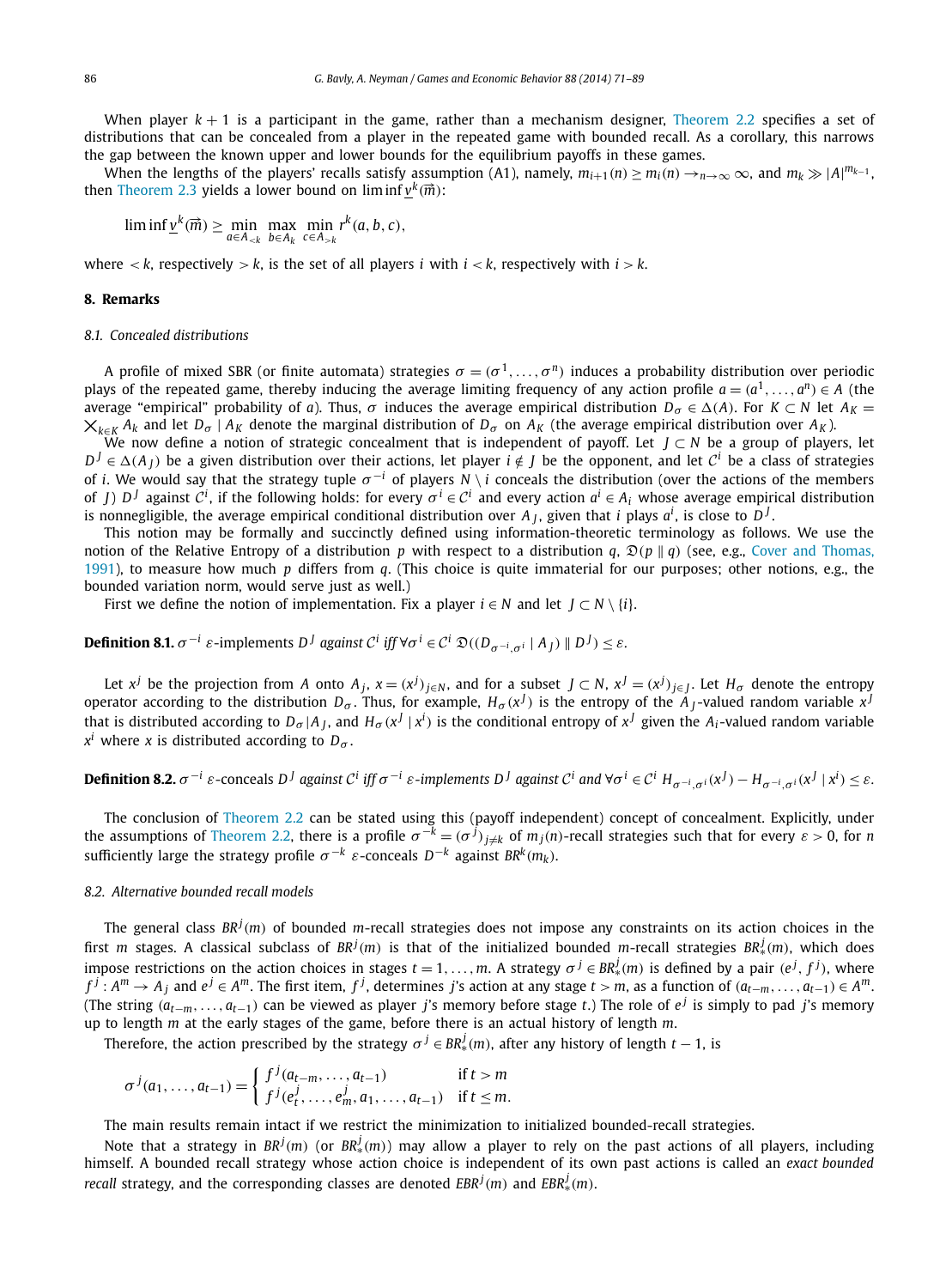When player $k+1$ is a participant in the game, rather than a mechanism designer, Theorem 2.2 specifies a set of distributions that can be concealed from a player in the repeated game with bounded recall. As a corollary, this narrows the gap between the known upper and lower bounds for the equilibrium payoffs in these games.

When the lengths of the players' recalls satisfy assumption (A1), namely, $m_{i+1}(n) \geq m_i(n) \to_{n\to\infty} \infty$, and $m_k \gg |A|^{m_{k-1}}$, then Theorem 2.3 yields a lower bound on $\liminf \underline{v}^k(\vec{m})$:

$$\liminf \underline{v}^k(\vec{m}) \geq \min_{a \in A_{<k}} \max_{b \in A_k} \min_{c \in A_{>k}} r^k(a,b,c),$$

where $<k$, respectively $>k$, is the set of all players $i$ with $i<k$, respectively with $i>k$.

## 8. Remarks

### 8.1. Concealed distributions

A profile of mixed SBR (or finite automata) strategies $\sigma = (\sigma^1, \ldots, \sigma^n)$ induces a probability distribution over periodic plays of the repeated game, thereby inducing the average limiting frequency of any action profile $a = (a^1, \ldots, a^n) \in A$ (the average "empirical" probability of $a$). Thus, $\sigma$ induces the average empirical distribution $D_\sigma \in \Delta(A)$. For $K \subset N$ let $A_K = \times_{k\in K} A_k$ and let $D_\sigma \mid A_K$ denote the marginal distribution of $D_\sigma$ on $A_K$ (the average empirical distribution over $A_K$).

We now define a notion of strategic concealment that is independent of payoff. Let $J \subset N$ be a group of players, let $D^J \in \Delta(A_J)$ be a given distribution over their actions, let player $i \notin J$ be the opponent, and let $\mathcal{C}^i$ be a class of strategies of $i$. We would say that the strategy tuple $\sigma^{-i}$ of players $N \setminus i$ conceals the distribution (over the actions of the members of $J$) $D^J$ against $\mathcal{C}^i$, if the following holds: for every $\sigma^i \in \mathcal{C}^i$ and every action $a^i \in A_i$ whose average empirical distribution is nonnegligible, the average empirical conditional distribution over $A_J$, given that $i$ plays $a^i$, is close to $D^J$.

This notion may be formally and succinctly defined using information-theoretic terminology as follows. We use the notion of the Relative Entropy of a distribution $p$ with respect to a distribution $q$, $\mathfrak{D}(p \parallel q)$ (see, e.g., Cover and Thomas, 1991), to measure how much $p$ differs from $q$. (This choice is quite immaterial for our purposes; other notions, e.g., the bounded variation norm, would serve just as well.)

First we define the notion of implementation. Fix a player $i \in N$ and let $J \subset N \setminus \{i\}$.

**Definition 8.1.** *$\sigma^{-i}$ $\varepsilon$-implements $D^J$ against $\mathcal{C}^i$ iff $\forall \sigma^i \in \mathcal{C}^i$ $\mathfrak{D}((D_{\sigma^{-i},\sigma^i} \mid A_J) \parallel D^J) \leq \varepsilon$.*

Let $x^j$ be the projection from $A$ onto $A_j$, $x = (x^j)_{j\in N}$, and for a subset $J \subset N$, $x^J = (x^j)_{j\in J}$. Let $H_\sigma$ denote the entropy operator according to the distribution $D_\sigma$. Thus, for example, $H_\sigma(x^J)$ is the entropy of the $A_J$-valued random variable $x^J$ that is distributed according to $D_\sigma | A_J$, and $H_\sigma(x^J \mid x^i)$ is the conditional entropy of $x^J$ given the $A_i$-valued random variable $x^i$ where $x$ is distributed according to $D_\sigma$.

**Definition 8.2.** *$\sigma^{-i}$ $\varepsilon$-conceals $D^J$ against $\mathcal{C}^i$ iff $\sigma^{-i}$ $\varepsilon$-implements $D^J$ against $\mathcal{C}^i$ and $\forall \sigma^i \in \mathcal{C}^i$ $H_{\sigma^{-i},\sigma^i}(x^J) - H_{\sigma^{-i},\sigma^i}(x^J \mid x^i) \leq \varepsilon$.*

The conclusion of Theorem 2.2 can be stated using this (payoff independent) concept of concealment. Explicitly, under the assumptions of Theorem 2.2, there is a profile $\sigma^{-k} = (\sigma^j)_{j\neq k}$ of $m_j(n)$-recall strategies such that for every $\varepsilon > 0$, for $n$ sufficiently large the strategy profile $\sigma^{-k}$ $\varepsilon$-conceals $D^{-k}$ against $BR^k(m_k)$.

### 8.2. Alternative bounded recall models

The general class $BR^j(m)$ of bounded $m$-recall strategies does not impose any constraints on its action choices in the first $m$ stages. A classical subclass of $BR^j(m)$ is that of the initialized bounded $m$-recall strategies $BR^j_*(m)$, which does impose restrictions on the action choices in stages $t = 1, \ldots, m$. A strategy $\sigma^j \in BR^j_*(m)$ is defined by a pair $(e^j, f^j)$, where $f^j : A^m \to A_j$ and $e^j \in A^m$. The first item, $f^j$, determines $j$'s action at any stage $t > m$, as a function of $(a_{t-m}, \ldots, a_{t-1}) \in A^m$. (The string $(a_{t-m}, \ldots, a_{t-1})$ can be viewed as player $j$'s memory before stage $t$.) The role of $e^j$ is simply to pad $j$'s memory up to length $m$ at the early stages of the game, before there is an actual history of length $m$.

Therefore, the action prescribed by the strategy $\sigma^j \in BR^j_*(m)$, after any history of length $t-1$, is

$$\sigma^j(a_1, \ldots, a_{t-1}) = \begin{cases} f^j(a_{t-m}, \ldots, a_{t-1}) & \text{if } t > m \\ f^j(e^j_t, \ldots, e^j_m, a_1, \ldots, a_{t-1}) & \text{if } t \leq m. \end{cases}$$

The main results remain intact if we restrict the minimization to initialized bounded-recall strategies.

Note that a strategy in $BR^j(m)$ (or $BR^j_*(m)$) may allow a player to rely on the past actions of all players, including himself. A bounded recall strategy whose action choice is independent of its own past actions is called an *exact bounded recall* strategy, and the corresponding classes are denoted $EBR^j(m)$ and $EBR^j_*(m)$.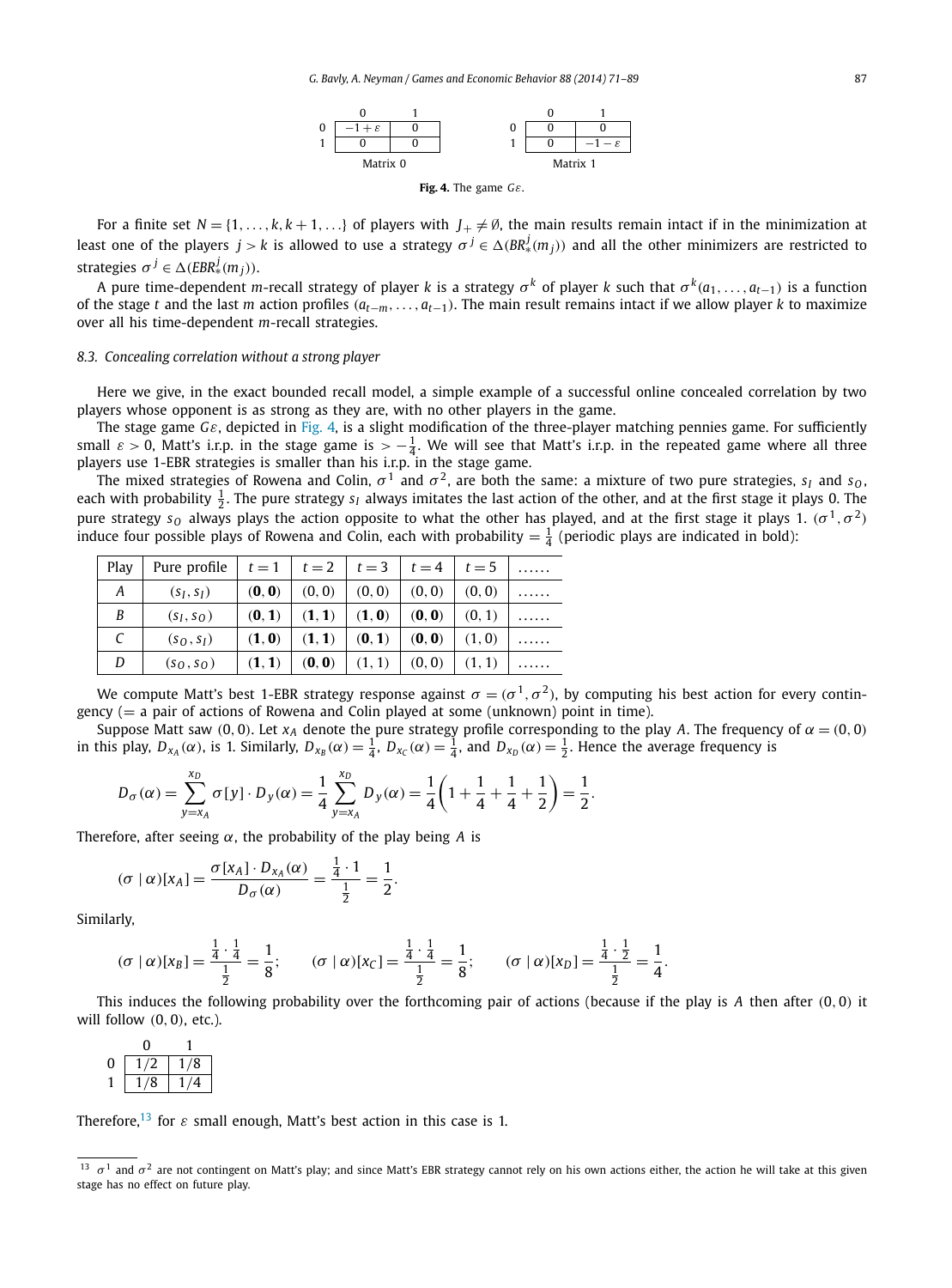|   | 0 | 1 |
|---|---|---|
| 0 | $-1+\varepsilon$ | 0 |
| 1 | 0 | 0 |

Matrix 0

|   | 0 | 1 |
|---|---|---|
| 0 | 0 | 0 |
| 1 | 0 | $-1-\varepsilon$ |

Matrix 1

**Fig. 4.** The game $G\varepsilon$.

For a finite set $N = \{1, \ldots, k, k+1, \ldots\}$ of players with $J_+ \neq \emptyset$, the main results remain intact if in the minimization at least one of the players $j > k$ is allowed to use a strategy $\sigma^j \in \Delta(BR_*^j(m_j))$ and all the other minimizers are restricted to strategies $\sigma^j \in \Delta(EBR_*^j(m_j))$.

A pure time-dependent $m$-recall strategy of player $k$ is a strategy $\sigma^k$ of player $k$ such that $\sigma^k(a_1, \ldots, a_{t-1})$ is a function of the stage $t$ and the last $m$ action profiles $(a_{t-m}, \ldots, a_{t-1})$. The main result remains intact if we allow player $k$ to maximize over all his time-dependent $m$-recall strategies.

### 8.3. Concealing correlation without a strong player

Here we give, in the exact bounded recall model, a simple example of a successful online concealed correlation by two players whose opponent is as strong as they are, with no other players in the game.

The stage game $G\varepsilon$, depicted in Fig. 4, is a slight modification of the three-player matching pennies game. For sufficiently small $\varepsilon > 0$, Matt's i.r.p. in the stage game is $> -\frac{1}{4}$. We will see that Matt's i.r.p. in the repeated game where all three players use 1-EBR strategies is smaller than his i.r.p. in the stage game.

The mixed strategies of Rowena and Colin, $\sigma^1$ and $\sigma^2$, are both the same: a mixture of two pure strategies, $s_I$ and $s_O$, each with probability $\frac{1}{2}$. The pure strategy $s_I$ always imitates the last action of the other, and at the first stage it plays 0. The pure strategy $s_O$ always plays the action opposite to what the other has played, and at the first stage it plays 1. $(\sigma^1, \sigma^2)$ induce four possible plays of Rowena and Colin, each with probability $= \frac{1}{4}$ (periodic plays are indicated in bold):

| Play | Pure profile | $t=1$ | $t=2$ | $t=3$ | $t=4$ | $t=5$ | ...... |
|---|---|---|---|---|---|---|---|
| $A$ | $(s_I, s_I)$ | $(\mathbf{0}, \mathbf{0})$ | $(0,0)$ | $(0,0)$ | $(0,0)$ | $(0,0)$ | ...... |
| $B$ | $(s_I, s_O)$ | $(\mathbf{0}, \mathbf{1})$ | $(\mathbf{1}, \mathbf{1})$ | $(\mathbf{1}, \mathbf{0})$ | $(\mathbf{0}, \mathbf{0})$ | $(0,1)$ | ...... |
| $C$ | $(s_O, s_I)$ | $(\mathbf{1}, \mathbf{0})$ | $(\mathbf{1}, \mathbf{1})$ | $(\mathbf{0}, \mathbf{1})$ | $(\mathbf{0}, \mathbf{0})$ | $(1,0)$ | ...... |
| $D$ | $(s_O, s_O)$ | $(\mathbf{1}, \mathbf{1})$ | $(\mathbf{0}, \mathbf{0})$ | $(1,1)$ | $(0,0)$ | $(1,1)$ | ...... |

We compute Matt's best 1-EBR strategy response against $\sigma = (\sigma^1, \sigma^2)$, by computing his best action for every contingency ($=$ a pair of actions of Rowena and Colin played at some (unknown) point in time).

Suppose Matt saw $(0,0)$. Let $x_A$ denote the pure strategy profile corresponding to the play $A$. The frequency of $\alpha = (0,0)$ in this play, $D_{x_A}(\alpha)$, is 1. Similarly, $D_{x_B}(\alpha) = \frac{1}{4}$, $D_{x_C}(\alpha) = \frac{1}{4}$, and $D_{x_D}(\alpha) = \frac{1}{2}$. Hence the average frequency is

$$D_\sigma(\alpha) = \sum_{y=x_A}^{x_D} \sigma[y] \cdot D_y(\alpha) = \frac{1}{4} \sum_{y=x_A}^{x_D} D_y(\alpha) = \frac{1}{4}\left(1 + \frac{1}{4} + \frac{1}{4} + \frac{1}{2}\right) = \frac{1}{2}.$$

Therefore, after seeing $\alpha$, the probability of the play being $A$ is

$$(\sigma \mid \alpha)[x_A] = \frac{\sigma[x_A] \cdot D_{x_A}(\alpha)}{D_\sigma(\alpha)} = \frac{\frac{1}{4} \cdot 1}{\frac{1}{2}} = \frac{1}{2}.$$

Similarly,

$$(\sigma \mid \alpha)[x_B] = \frac{\frac{1}{4} \cdot \frac{1}{4}}{\frac{1}{2}} = \frac{1}{8}; \qquad (\sigma \mid \alpha)[x_C] = \frac{\frac{1}{4} \cdot \frac{1}{4}}{\frac{1}{2}} = \frac{1}{8}; \qquad (\sigma \mid \alpha)[x_D] = \frac{\frac{1}{4} \cdot \frac{1}{2}}{\frac{1}{2}} = \frac{1}{4}.$$

This induces the following probability over the forthcoming pair of actions (because if the play is $A$ then after $(0,0)$ it will follow $(0,0)$, etc.).

|   | 0 | 1 |
|---|---|---|
| 0 | 1/2 | 1/8 |
| 1 | 1/8 | 1/4 |

Therefore,[13] for $\varepsilon$ small enough, Matt's best action in this case is 1.

[13] $\sigma^1$ and $\sigma^2$ are not contingent on Matt's play; and since Matt's EBR strategy cannot rely on his own actions either, the action he will take at this given stage has no effect on future play.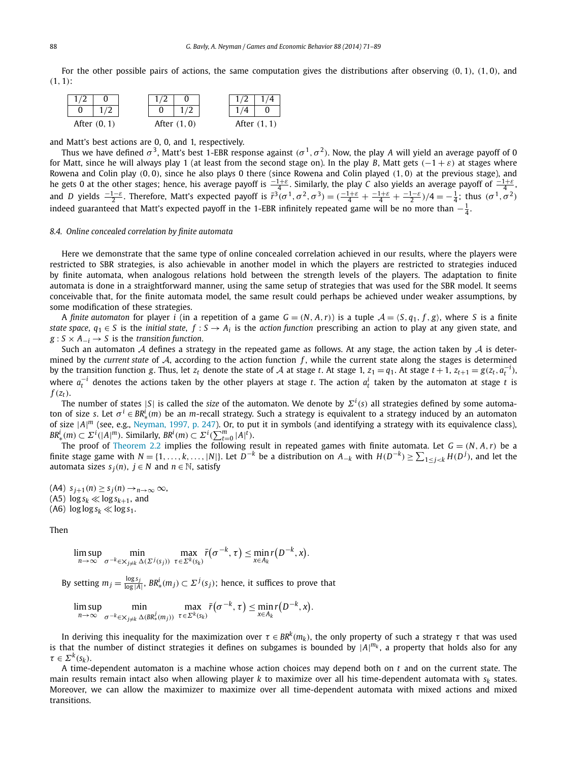For the other possible pairs of actions, the same computation gives the distributions after observing (0, 1), (1, 0), and (1, 1):

| 1/2 | 0 |
|---|---|
| 0 | 1/2 |

After (0, 1)

| 1/2 | 0 |
|---|---|
| 0 | 1/2 |

After (1, 0)

| 1/2 | 1/4 |
|---|---|
| 1/4 | 0 |

After (1, 1)

and Matt's best actions are 0, 0, and 1, respectively.

Thus we have defined $\sigma^3$, Matt's best 1-EBR response against $(\sigma^1, \sigma^2)$. Now, the play $A$ will yield an average payoff of 0 for Matt, since he will always play 1 (at least from the second stage on). In the play $B$, Matt gets $(-1+\varepsilon)$ at stages where Rowena and Colin play (0, 0), since he also plays 0 there (since Rowena and Colin played (1, 0) at the previous stage), and he gets 0 at the other stages; hence, his average payoff is $\frac{-1+\varepsilon}{4}$. Similarly, the play $C$ also yields an average payoff of $\frac{-1+\varepsilon}{4}$, and $D$ yields $\frac{-1-\varepsilon}{2}$. Therefore, Matt's expected payoff is $\bar{r}^3(\sigma^1, \sigma^2, \sigma^3) = (\frac{-1+\varepsilon}{4} + \frac{-1+\varepsilon}{4} + \frac{-1-\varepsilon}{2})/4 = -\frac{1}{4}$; thus $(\sigma^1, \sigma^2)$ indeed guaranteed that Matt's expected payoff in the 1-EBR infinitely repeated game will be no more than $-\frac{1}{4}$.

### 8.4. Online concealed correlation by finite automata

Here we demonstrate that the same type of online concealed correlation achieved in our results, where the players were restricted to SBR strategies, is also achievable in another model in which the players are restricted to strategies induced by finite automata, when analogous relations hold between the strength levels of the players. The adaptation to finite automata is done in a straightforward manner, using the same setup of strategies that was used for the SBR model. It seems conceivable that, for the finite automata model, the same result could perhaps be achieved under weaker assumptions, by some modification of these strategies.

A *finite automaton* for player $i$ (in a repetition of a game $G = (N, A, r)$) is a tuple $\mathcal{A} = \langle S, q_1, f, g\rangle$, where $S$ is a finite *state space*, $q_1 \in S$ is the *initial state*, $f : S \to A_i$ is the *action function* prescribing an action to play at any given state, and $g : S \times A_{-i} \to S$ is the *transition function*.

Such an automaton $\mathcal{A}$ defines a strategy in the repeated game as follows. At any stage, the action taken by $\mathcal{A}$ is determined by the *current state* of $\mathcal{A}$, according to the action function $f$, while the current state along the stages is determined by the transition function $g$. Thus, let $z_t$ denote the state of $\mathcal{A}$ at stage $t$. At stage 1, $z_1 = q_1$. At stage $t+1$, $z_{t+1} = g(z_t, a_t^{-i})$, where $a_t^{-i}$ denotes the actions taken by the other players at stage $t$. The action $a_t^i$ taken by the automaton at stage $t$ is $f(z_t)$.

The number of states $|S|$ is called the *size* of the automaton. We denote by $\Sigma^i(s)$ all strategies defined by some automaton of size $s$. Let $\sigma^i \in BR_*^i(m)$ be an $m$-recall strategy. Such a strategy is equivalent to a strategy induced by an automaton of size $|A|^m$ (see, e.g., Neyman, 1997, p. 247). Or, to put it in symbols (and identifying a strategy with its equivalence class), $BR_*^i(m) \subset \Sigma^i(|A|^m)$. Similarly, $BR^i(m) \subset \Sigma^i(\sum_{t=0}^m |A|^t)$.

The proof of Theorem 2.2 implies the following result in repeated games with finite automata. Let $G = (N, A, r)$ be a finite stage game with $N = \{1, \ldots, k, \ldots, |N|\}$. Let $D^{-k}$ be a distribution on $A_{-k}$ with $H(D^{-k}) \geq \sum_{1 \leq j < k} H(D^j)$, and let the automata sizes $s_j(n)$, $j \in N$ and $n \in \mathbb{N}$, satisfy

(A4) $s_{j+1}(n) \geq s_j(n) \to_{n\to\infty} \infty$,
(A5) $\log s_k \ll \log s_{k+1}$, and
(A6) $\log\log s_k \ll \log s_1$.

Then

$$\limsup_{n\to\infty} \min_{\sigma^{-k} \in \times_{j\neq k} \Delta(\Sigma^j(s_j))} \max_{\tau \in \Sigma^k(s_k)} \bar{r}(\sigma^{-k}, \tau) \leq \min_{x \in A_k} r(D^{-k}, x).$$

By setting $m_j = \frac{\log s_j}{\log |A|}$, $BR_*^i(m_j) \subset \Sigma^j(s_j)$; hence, it suffices to prove that

$$\limsup_{n\to\infty} \min_{\sigma^{-k} \in \times_{j\neq k} \Delta(BR_*^j(m_j))} \max_{\tau \in \Sigma^k(s_k)} \bar{r}(\sigma^{-k}, \tau) \leq \min_{x \in A_k} r(D^{-k}, x).$$

In deriving this inequality for the maximization over $\tau \in BR^k(m_k)$, the only property of such a strategy $\tau$ that was used is that the number of distinct strategies it defines on subgames is bounded by $|A|^{m_k}$, a property that holds also for any $\tau \in \Sigma^k(s_k)$.

A time-dependent automaton is a machine whose action choices may depend both on $t$ and on the current state. The main results remain intact also when allowing player $k$ to maximize over all his time-dependent automata with $s_k$ states. Moreover, we can allow the maximizer to maximize over all time-dependent automata with mixed actions and mixed transitions.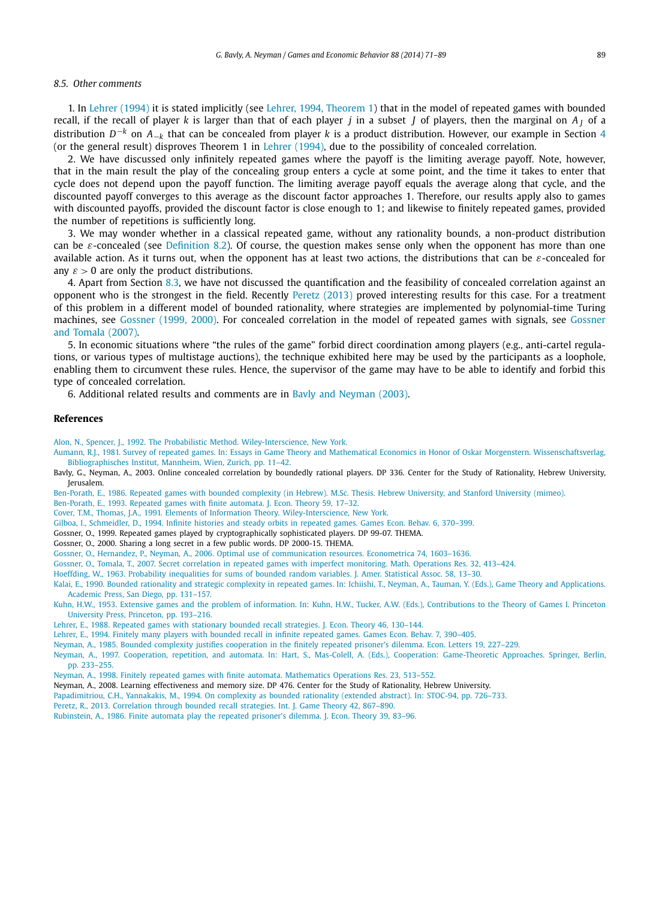### 8.5. Other comments

1. In Lehrer (1994) it is stated implicitly (see Lehrer, 1994, Theorem 1) that in the model of repeated games with bounded recall, if the recall of player $k$ is larger than that of each player $j$ in a subset $J$ of players, then the marginal on $A_J$ of a distribution $D^{-k}$ on $A_{-k}$ that can be concealed from player $k$ is a product distribution. However, our example in Section 4 (or the general result) disproves Theorem 1 in Lehrer (1994), due to the possibility of concealed correlation.

2. We have discussed only infinitely repeated games where the payoff is the limiting average payoff. Note, however, that in the main result the play of the concealing group enters a cycle at some point, and the time it takes to enter that cycle does not depend upon the payoff function. The limiting average payoff equals the average along that cycle, and the discounted payoff converges to this average as the discount factor approaches 1. Therefore, our results apply also to games with discounted payoffs, provided the discount factor is close enough to 1; and likewise to finitely repeated games, provided the number of repetitions is sufficiently long.

3. We may wonder whether in a classical repeated game, without any rationality bounds, a non-product distribution can be $\varepsilon$-concealed (see Definition 8.2). Of course, the question makes sense only when the opponent has more than one available action. As it turns out, when the opponent has at least two actions, the distributions that can be $\varepsilon$-concealed for any $\varepsilon > 0$ are only the product distributions.

4. Apart from Section 8.3, we have not discussed the quantification and the feasibility of concealed correlation against an opponent who is the strongest in the field. Recently Peretz (2013) proved interesting results for this case. For a treatment of this problem in a different model of bounded rationality, where strategies are implemented by polynomial-time Turing machines, see Gossner (1999, 2000). For concealed correlation in the model of repeated games with signals, see Gossner and Tomala (2007).

5. In economic situations where "the rules of the game" forbid direct coordination among players (e.g., anti-cartel regulations, or various types of multistage auctions), the technique exhibited here may be used by the participants as a loophole, enabling them to circumvent these rules. Hence, the supervisor of the game may have to be able to identify and forbid this type of concealed correlation.

6. Additional related results and comments are in Bavly and Neyman (2003).

## References

Alon, N., Spencer, J., 1992. The Probabilistic Method. Wiley-Interscience, New York.

Aumann, R.J., 1981. Survey of repeated games. In: Essays in Game Theory and Mathematical Economics in Honor of Oskar Morgenstern. Wissenschaftsverlag, Bibliographisches Institut, Mannheim, Wien, Zurich, pp. 11–42.

Bavly, G., Neyman, A., 2003. Online concealed correlation by boundedly rational players. DP 336. Center for the Study of Rationality, Hebrew University, Jerusalem.

Ben-Porath, E., 1986. Repeated games with bounded complexity (in Hebrew). M.Sc. Thesis. Hebrew University, and Stanford University (mimeo).

Ben-Porath, E., 1993. Repeated games with finite automata. J. Econ. Theory 59, 17–32.

Cover, T.M., Thomas, J.A., 1991. Elements of Information Theory. Wiley-Interscience, New York.

Gilboa, I., Schmeidler, D., 1994. Infinite histories and steady orbits in repeated games. Games Econ. Behav. 6, 370–399.

Gossner, O., 1999. Repeated games played by cryptographically sophisticated players. DP 99-07. THEMA.

Gossner, O., 2000. Sharing a long secret in a few public words. DP 2000-15. THEMA.

Gossner, O., Hernandez, P., Neyman, A., 2006. Optimal use of communication resources. Econometrica 74, 1603–1636.

Gossner, O., Tomala, T., 2007. Secret correlation in repeated games with imperfect monitoring. Math. Operations Res. 32, 413–424.

Hoeffding, W., 1963. Probability inequalities for sums of bounded random variables. J. Amer. Statistical Assoc. 58, 13–30.

Kalai, E., 1990. Bounded rationality and strategic complexity in repeated games. In: Ichiishi, T., Neyman, A., Tauman, Y. (Eds.), Game Theory and Applications. Academic Press, San Diego, pp. 131–157.

Kuhn, H.W., 1953. Extensive games and the problem of information. In: Kuhn, H.W., Tucker, A.W. (Eds.), Contributions to the Theory of Games I. Princeton University Press, Princeton, pp. 193–216.

Lehrer, E., 1988. Repeated games with stationary bounded recall strategies. J. Econ. Theory 46, 130–144.

Lehrer, E., 1994. Finitely many players with bounded recall in infinite repeated games. Games Econ. Behav. 7, 390–405.

Neyman, A., 1985. Bounded complexity justifies cooperation in the finitely repeated prisoner's dilemma. Econ. Letters 19, 227–229.

Neyman, A., 1997. Cooperation, repetition, and automata. In: Hart, S., Mas-Colell, A. (Eds.), Cooperation: Game-Theoretic Approaches. Springer, Berlin, pp. 233–255.

Neyman, A., 1998. Finitely repeated games with finite automata. Mathematics Operations Res. 23, 513–552.

Neyman, A., 2008. Learning effectiveness and memory size. DP 476. Center for the Study of Rationality, Hebrew University.

Papadimitriou, C.H., Yannakakis, M., 1994. On complexity as bounded rationality (extended abstract). In: STOC-94, pp. 726–733.

Peretz, R., 2013. Correlation through bounded recall strategies. Int. J. Game Theory 42, 867–890.

Rubinstein, A., 1986. Finite automata play the repeated prisoner's dilemma. J. Econ. Theory 39, 83–96.